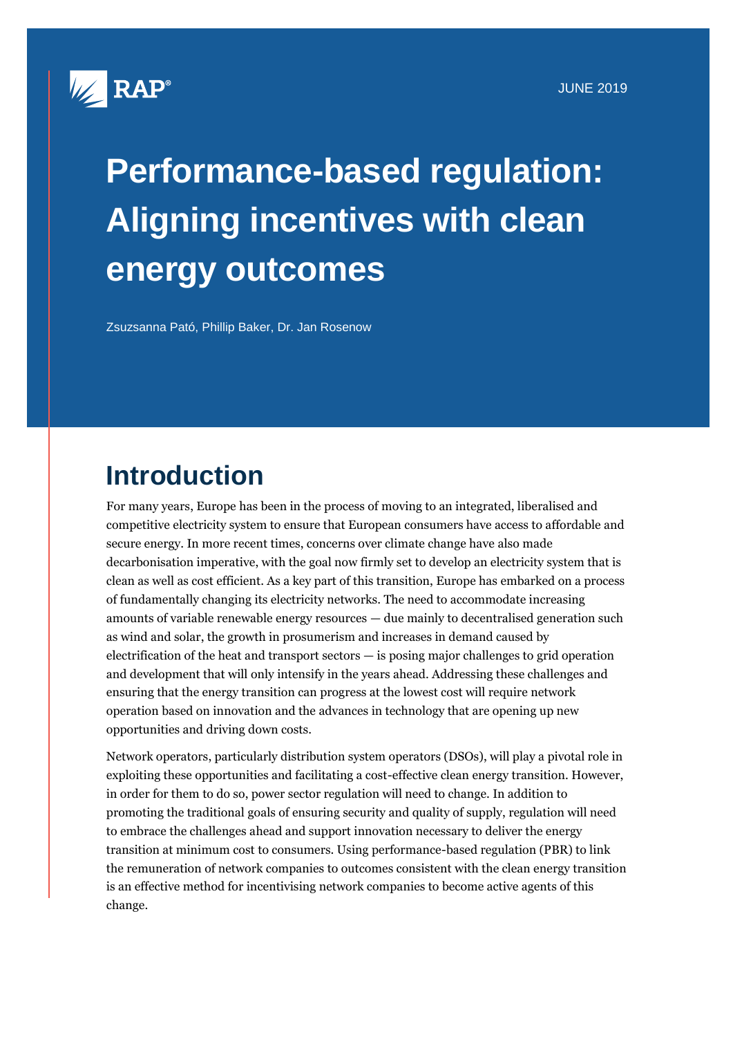RAP®

JUNE 2019

# Performance-based regulation: Aligning incentives with clean energy outcomes

Zsuzsanna Pató, Phillip Baker, Dr. Jan Rosenow

## Introduction

For many years, Europe has been in the process of moving to an integrated, liberalised and competitive electricity system to ensure that European consumers have access to affordable and secure energy. In more recent times, concerns over climate change have also made decarbonisation imperative, with the goal now firmly set to develop an electricity system that is clean as well as cost efficient. As a key part of this transition, Europe has embarked on a process of fundamentally changing its electricity networks. The need to accommodate increasing amounts of variable renewable energy resources — due mainly to decentralised generation such as wind and solar, the growth in prosumerism and increases in demand caused by electrification of the heat and transport sectors — is posing major challenges to grid operation and development that will only intensify in the years ahead. Addressing these challenges and ensuring that the energy transition can progress at the lowest cost will require network operation based on innovation and the advances in technology that are opening up new opportunities and driving down costs.

Network operators, particularly distribution system operators (DSOs), will play a pivotal role in exploiting these opportunities and facilitating a cost-effective clean energy transition. However, in order for them to do so, power sector regulation will need to change. In addition to promoting the traditional goals of ensuring security and quality of supply, regulation will need to embrace the challenges ahead and support innovation necessary to deliver the energy transition at minimum cost to consumers. Using performance-based regulation (PBR) to link the remuneration of network companies to outcomes consistent with the clean energy transition is an effective method for incentivising network companies to become active agents of this change.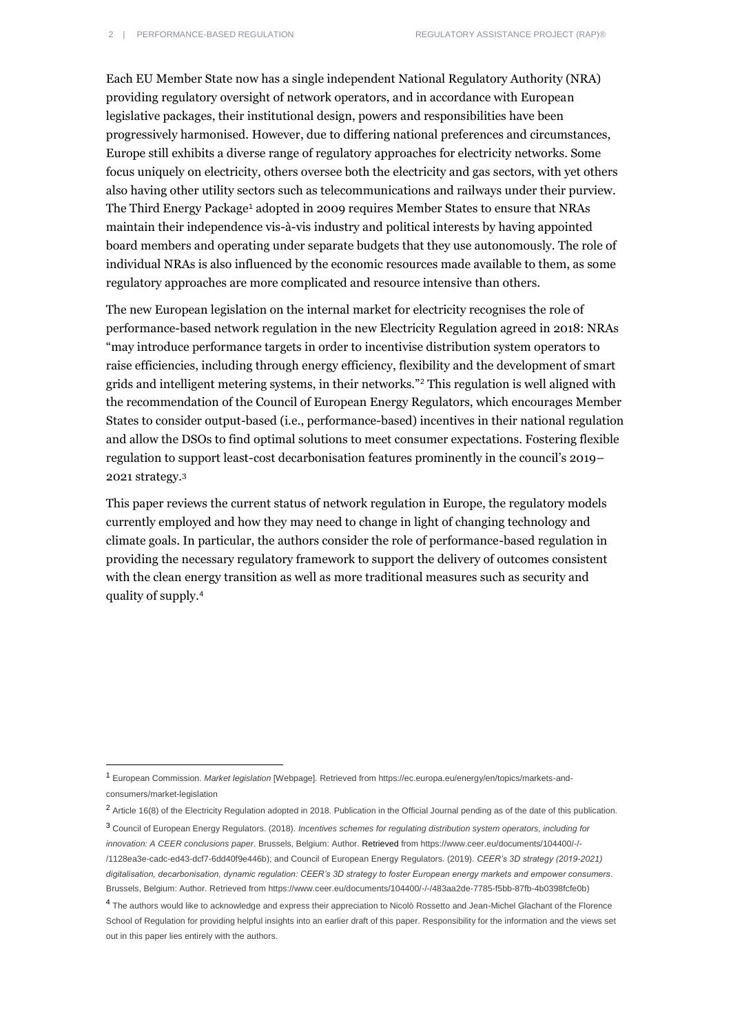Each EU Member State now has a single independent National Regulatory Authority (NRA) providing regulatory oversight of network operators, and in accordance with European legislative packages, their institutional design, powers and responsibilities have been progressively harmonised. However, due to differing national preferences and circumstances, Europe still exhibits a diverse range of regulatory approaches for electricity networks. Some focus uniquely on electricity, others oversee both the electricity and gas sectors, with yet others also having other utility sectors such as telecommunications and railways under their purview. The Third Energy Package[1] adopted in 2009 requires Member States to ensure that NRAs maintain their independence vis-à-vis industry and political interests by having appointed board members and operating under separate budgets that they use autonomously. The role of individual NRAs is also influenced by the economic resources made available to them, as some regulatory approaches are more complicated and resource intensive than others.

The new European legislation on the internal market for electricity recognises the role of performance-based network regulation in the new Electricity Regulation agreed in 2018: NRAs "may introduce performance targets in order to incentivise distribution system operators to raise efficiencies, including through energy efficiency, flexibility and the development of smart grids and intelligent metering systems, in their networks."[2] This regulation is well aligned with the recommendation of the Council of European Energy Regulators, which encourages Member States to consider output-based (i.e., performance-based) incentives in their national regulation and allow the DSOs to find optimal solutions to meet consumer expectations. Fostering flexible regulation to support least-cost decarbonisation features prominently in the council's 2019–2021 strategy.[3]

This paper reviews the current status of network regulation in Europe, the regulatory models currently employed and how they may need to change in light of changing technology and climate goals. In particular, the authors consider the role of performance-based regulation in providing the necessary regulatory framework to support the delivery of outcomes consistent with the clean energy transition as well as more traditional measures such as security and quality of supply.[4]

---

[1] European Commission. *Market legislation* [Webpage]. Retrieved from https://ec.europa.eu/energy/en/topics/markets-and-consumers/market-legislation

[2] Article 16(8) of the Electricity Regulation adopted in 2018. Publication in the Official Journal pending as of the date of this publication.

[3] Council of European Energy Regulators. (2018). *Incentives schemes for regulating distribution system operators, including for innovation: A CEER conclusions paper*. Brussels, Belgium: Author. Retrieved from https://www.ceer.eu/documents/104400/-/-/1128ea3e-cadc-ed43-dcf7-6dd40f9e446b); and Council of European Energy Regulators. (2019). *CEER's 3D strategy (2019-2021) digitalisation, decarbonisation, dynamic regulation: CEER's 3D strategy to foster European energy markets and empower consumers*. Brussels, Belgium: Author. Retrieved from https://www.ceer.eu/documents/104400/-/-/483aa2de-7785-f5bb-87fb-4b0398fcfe0b)

[4] The authors would like to acknowledge and express their appreciation to Nicolò Rossetto and Jean-Michel Glachant of the Florence School of Regulation for providing helpful insights into an earlier draft of this paper. Responsibility for the information and the views set out in this paper lies entirely with the authors.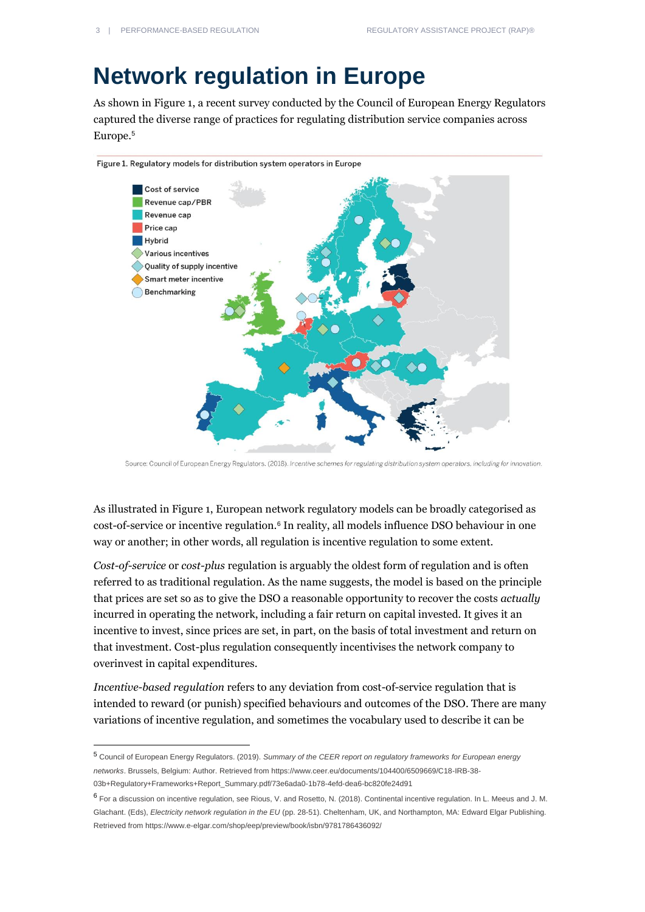# Network regulation in Europe

As shown in Figure 1, a recent survey conducted by the Council of European Energy Regulators captured the diverse range of practices for regulating distribution service companies across Europe.[5]

Figure 1. Regulatory models for distribution system operators in Europe

Cost of service
Revenue cap/PBR
Revenue cap
Price cap
Hybrid
Various incentives
Quality of supply incentive
Smart meter incentive
Benchmarking

Source: Council of European Energy Regulators. (2018). *Incentive schemes for regulating distribution system operators, including for innovation.*

As illustrated in Figure 1, European network regulatory models can be broadly categorised as cost-of-service or incentive regulation.[6] In reality, all models influence DSO behaviour in one way or another; in other words, all regulation is incentive regulation to some extent.

*Cost-of-service* or *cost-plus* regulation is arguably the oldest form of regulation and is often referred to as traditional regulation. As the name suggests, the model is based on the principle that prices are set so as to give the DSO a reasonable opportunity to recover the costs *actually* incurred in operating the network, including a fair return on capital invested. It gives it an incentive to invest, since prices are set, in part, on the basis of total investment and return on that investment. Cost-plus regulation consequently incentivises the network company to overinvest in capital expenditures.

*Incentive-based regulation* refers to any deviation from cost-of-service regulation that is intended to reward (or punish) specified behaviours and outcomes of the DSO. There are many variations of incentive regulation, and sometimes the vocabulary used to describe it can be

---

[5] Council of European Energy Regulators. (2019). *Summary of the CEER report on regulatory frameworks for European energy networks*. Brussels, Belgium: Author. Retrieved from https://www.ceer.eu/documents/104400/6509669/C18-IRB-38-03b+Regulatory+Frameworks+Report_Summary.pdf/73e6ada0-1b78-4efd-dea6-bc820fe24d91

[6] For a discussion on incentive regulation, see Rious, V. and Rosetto, N. (2018). Continental incentive regulation. In L. Meeus and J. M. Glachant. (Eds), *Electricity network regulation in the EU* (pp. 28-51). Cheltenham, UK, and Northampton, MA: Edward Elgar Publishing. Retrieved from https://www.e-elgar.com/shop/eep/preview/book/isbn/9781786436092/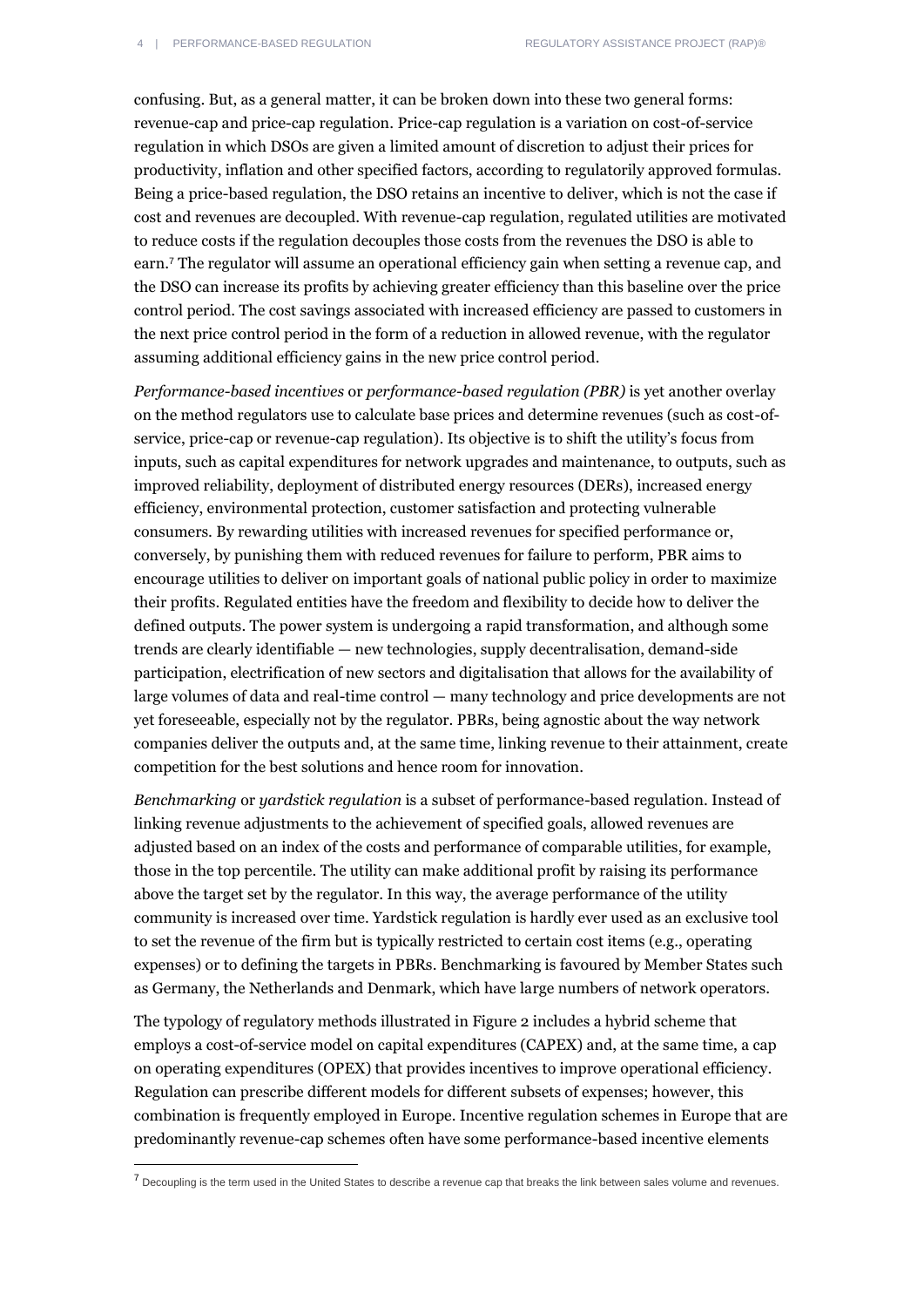confusing. But, as a general matter, it can be broken down into these two general forms: revenue-cap and price-cap regulation. Price-cap regulation is a variation on cost-of-service regulation in which DSOs are given a limited amount of discretion to adjust their prices for productivity, inflation and other specified factors, according to regulatorily approved formulas. Being a price-based regulation, the DSO retains an incentive to deliver, which is not the case if cost and revenues are decoupled. With revenue-cap regulation, regulated utilities are motivated to reduce costs if the regulation decouples those costs from the revenues the DSO is able to earn.[7] The regulator will assume an operational efficiency gain when setting a revenue cap, and the DSO can increase its profits by achieving greater efficiency than this baseline over the price control period. The cost savings associated with increased efficiency are passed to customers in the next price control period in the form of a reduction in allowed revenue, with the regulator assuming additional efficiency gains in the new price control period.

*Performance-based incentives* or *performance-based regulation (PBR)* is yet another overlay on the method regulators use to calculate base prices and determine revenues (such as cost-of-service, price-cap or revenue-cap regulation). Its objective is to shift the utility's focus from inputs, such as capital expenditures for network upgrades and maintenance, to outputs, such as improved reliability, deployment of distributed energy resources (DERs), increased energy efficiency, environmental protection, customer satisfaction and protecting vulnerable consumers. By rewarding utilities with increased revenues for specified performance or, conversely, by punishing them with reduced revenues for failure to perform, PBR aims to encourage utilities to deliver on important goals of national public policy in order to maximize their profits. Regulated entities have the freedom and flexibility to decide how to deliver the defined outputs. The power system is undergoing a rapid transformation, and although some trends are clearly identifiable — new technologies, supply decentralisation, demand-side participation, electrification of new sectors and digitalisation that allows for the availability of large volumes of data and real-time control — many technology and price developments are not yet foreseeable, especially not by the regulator. PBRs, being agnostic about the way network companies deliver the outputs and, at the same time, linking revenue to their attainment, create competition for the best solutions and hence room for innovation.

*Benchmarking* or *yardstick regulation* is a subset of performance-based regulation. Instead of linking revenue adjustments to the achievement of specified goals, allowed revenues are adjusted based on an index of the costs and performance of comparable utilities, for example, those in the top percentile. The utility can make additional profit by raising its performance above the target set by the regulator. In this way, the average performance of the utility community is increased over time. Yardstick regulation is hardly ever used as an exclusive tool to set the revenue of the firm but is typically restricted to certain cost items (e.g., operating expenses) or to defining the targets in PBRs. Benchmarking is favoured by Member States such as Germany, the Netherlands and Denmark, which have large numbers of network operators.

The typology of regulatory methods illustrated in Figure 2 includes a hybrid scheme that employs a cost-of-service model on capital expenditures (CAPEX) and, at the same time, a cap on operating expenditures (OPEX) that provides incentives to improve operational efficiency. Regulation can prescribe different models for different subsets of expenses; however, this combination is frequently employed in Europe. Incentive regulation schemes in Europe that are predominantly revenue-cap schemes often have some performance-based incentive elements

[7] Decoupling is the term used in the United States to describe a revenue cap that breaks the link between sales volume and revenues.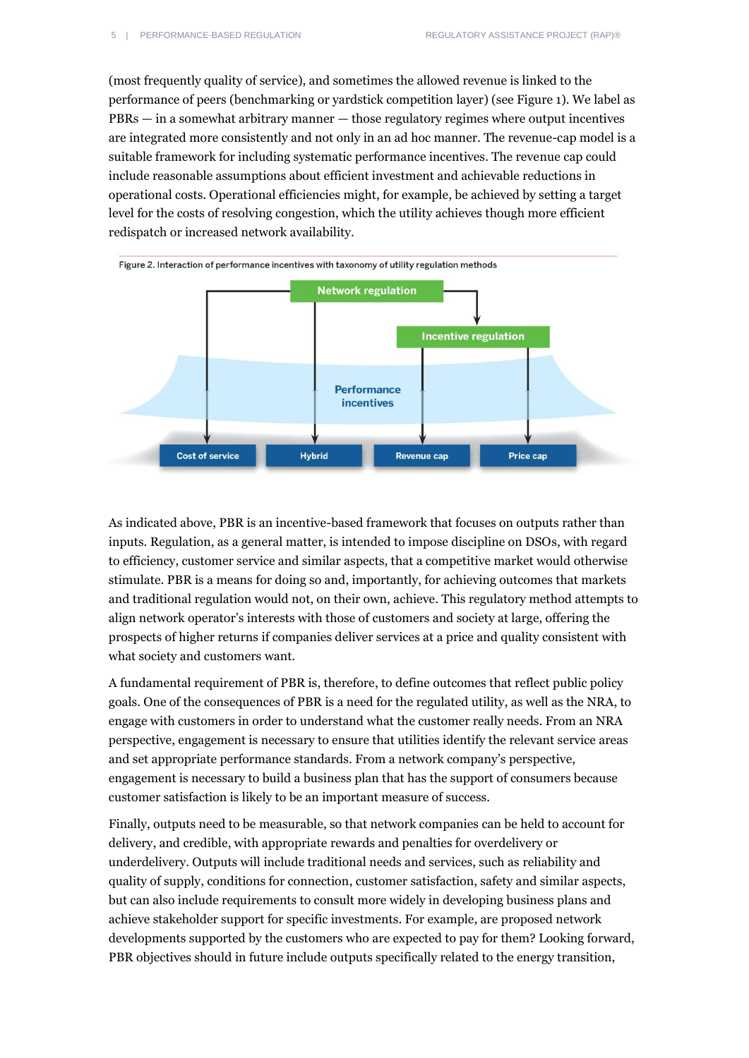(most frequently quality of service), and sometimes the allowed revenue is linked to the performance of peers (benchmarking or yardstick competition layer) (see Figure 1). We label as PBRs — in a somewhat arbitrary manner — those regulatory regimes where output incentives are integrated more consistently and not only in an ad hoc manner. The revenue-cap model is a suitable framework for including systematic performance incentives. The revenue cap could include reasonable assumptions about efficient investment and achievable reductions in operational costs. Operational efficiencies might, for example, be achieved by setting a target level for the costs of resolving congestion, which the utility achieves though more efficient redispatch or increased network availability.

Figure 2. Interaction of performance incentives with taxonomy of utility regulation methods

Network regulation

Incentive regulation

Performance incentives

Cost of service | Hybrid | Revenue cap | Price cap

As indicated above, PBR is an incentive-based framework that focuses on outputs rather than inputs. Regulation, as a general matter, is intended to impose discipline on DSOs, with regard to efficiency, customer service and similar aspects, that a competitive market would otherwise stimulate. PBR is a means for doing so and, importantly, for achieving outcomes that markets and traditional regulation would not, on their own, achieve. This regulatory method attempts to align network operator's interests with those of customers and society at large, offering the prospects of higher returns if companies deliver services at a price and quality consistent with what society and customers want.

A fundamental requirement of PBR is, therefore, to define outcomes that reflect public policy goals. One of the consequences of PBR is a need for the regulated utility, as well as the NRA, to engage with customers in order to understand what the customer really needs. From an NRA perspective, engagement is necessary to ensure that utilities identify the relevant service areas and set appropriate performance standards. From a network company's perspective, engagement is necessary to build a business plan that has the support of consumers because customer satisfaction is likely to be an important measure of success.

Finally, outputs need to be measurable, so that network companies can be held to account for delivery, and credible, with appropriate rewards and penalties for overdelivery or underdelivery. Outputs will include traditional needs and services, such as reliability and quality of supply, conditions for connection, customer satisfaction, safety and similar aspects, but can also include requirements to consult more widely in developing business plans and achieve stakeholder support for specific investments. For example, are proposed network developments supported by the customers who are expected to pay for them? Looking forward, PBR objectives should in future include outputs specifically related to the energy transition,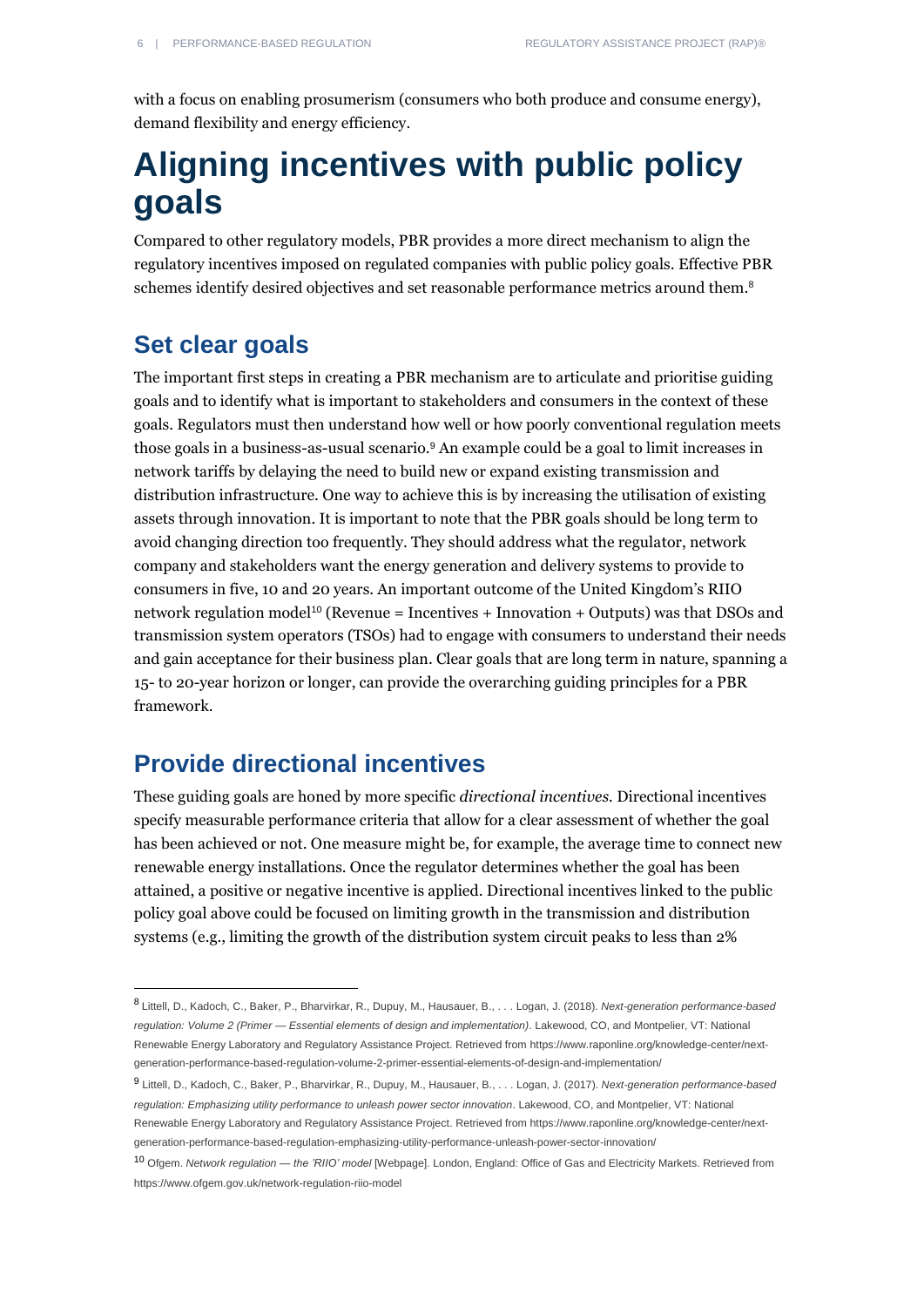with a focus on enabling prosumerism (consumers who both produce and consume energy), demand flexibility and energy efficiency.

# Aligning incentives with public policy goals

Compared to other regulatory models, PBR provides a more direct mechanism to align the regulatory incentives imposed on regulated companies with public policy goals. Effective PBR schemes identify desired objectives and set reasonable performance metrics around them.[8]

## Set clear goals

The important first steps in creating a PBR mechanism are to articulate and prioritise guiding goals and to identify what is important to stakeholders and consumers in the context of these goals. Regulators must then understand how well or how poorly conventional regulation meets those goals in a business-as-usual scenario.[9] An example could be a goal to limit increases in network tariffs by delaying the need to build new or expand existing transmission and distribution infrastructure. One way to achieve this is by increasing the utilisation of existing assets through innovation. It is important to note that the PBR goals should be long term to avoid changing direction too frequently. They should address what the regulator, network company and stakeholders want the energy generation and delivery systems to provide to consumers in five, 10 and 20 years. An important outcome of the United Kingdom's RIIO network regulation model[10] (Revenue = Incentives + Innovation + Outputs) was that DSOs and transmission system operators (TSOs) had to engage with consumers to understand their needs and gain acceptance for their business plan. Clear goals that are long term in nature, spanning a 15- to 20-year horizon or longer, can provide the overarching guiding principles for a PBR framework.

## Provide directional incentives

These guiding goals are honed by more specific *directional incentives.* Directional incentives specify measurable performance criteria that allow for a clear assessment of whether the goal has been achieved or not. One measure might be, for example, the average time to connect new renewable energy installations. Once the regulator determines whether the goal has been attained, a positive or negative incentive is applied. Directional incentives linked to the public policy goal above could be focused on limiting growth in the transmission and distribution systems (e.g., limiting the growth of the distribution system circuit peaks to less than 2%

---

[8] Littell, D., Kadoch, C., Baker, P., Bharvirkar, R., Dupuy, M., Hausauer, B., . . . Logan, J. (2018). *Next-generation performance-based regulation: Volume 2 (Primer — Essential elements of design and implementation)*. Lakewood, CO, and Montpelier, VT: National Renewable Energy Laboratory and Regulatory Assistance Project. Retrieved from https://www.raponline.org/knowledge-center/next-generation-performance-based-regulation-volume-2-primer-essential-elements-of-design-and-implementation/

[9] Littell, D., Kadoch, C., Baker, P., Bharvirkar, R., Dupuy, M., Hausauer, B., . . . Logan, J. (2017). *Next-generation performance-based regulation: Emphasizing utility performance to unleash power sector innovation*. Lakewood, CO, and Montpelier, VT: National Renewable Energy Laboratory and Regulatory Assistance Project. Retrieved from https://www.raponline.org/knowledge-center/next-generation-performance-based-regulation-emphasizing-utility-performance-unleash-power-sector-innovation/

[10] Ofgem. *Network regulation — the 'RIIO' model* [Webpage]. London, England: Office of Gas and Electricity Markets. Retrieved from https://www.ofgem.gov.uk/network-regulation-riio-model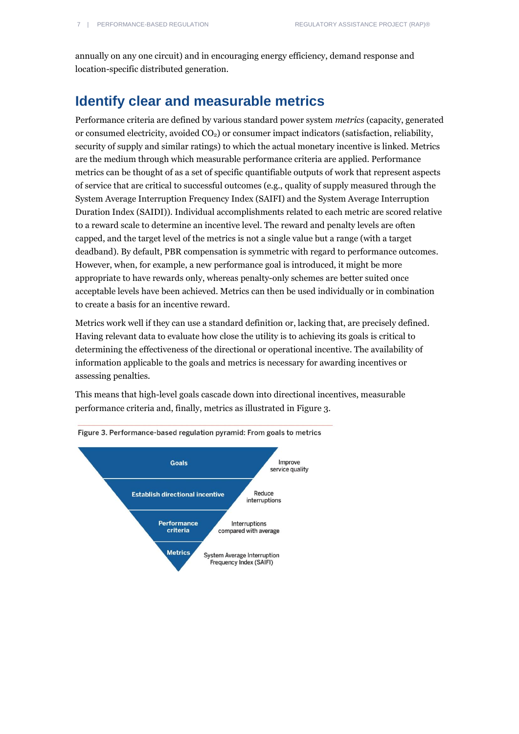annually on any one circuit) and in encouraging energy efficiency, demand response and location-specific distributed generation.

## Identify clear and measurable metrics

Performance criteria are defined by various standard power system *metrics* (capacity, generated or consumed electricity, avoided $CO_2$) or consumer impact indicators (satisfaction, reliability, security of supply and similar ratings) to which the actual monetary incentive is linked. Metrics are the medium through which measurable performance criteria are applied. Performance metrics can be thought of as a set of specific quantifiable outputs of work that represent aspects of service that are critical to successful outcomes (e.g., quality of supply measured through the System Average Interruption Frequency Index (SAIFI) and the System Average Interruption Duration Index (SAIDI)). Individual accomplishments related to each metric are scored relative to a reward scale to determine an incentive level. The reward and penalty levels are often capped, and the target level of the metrics is not a single value but a range (with a target deadband). By default, PBR compensation is symmetric with regard to performance outcomes. However, when, for example, a new performance goal is introduced, it might be more appropriate to have rewards only, whereas penalty-only schemes are better suited once acceptable levels have been achieved. Metrics can then be used individually or in combination to create a basis for an incentive reward.

Metrics work well if they can use a standard definition or, lacking that, are precisely defined. Having relevant data to evaluate how close the utility is to achieving its goals is critical to determining the effectiveness of the directional or operational incentive. The availability of information applicable to the goals and metrics is necessary for awarding incentives or assessing penalties.

This means that high-level goals cascade down into directional incentives, measurable performance criteria and, finally, metrics as illustrated in Figure 3.

Figure 3. Performance-based regulation pyramid: From goals to metrics

| Level | Example |
| --- | --- |
| Goals | Improve service quality |
| Establish directional incentive | Reduce interruptions |
| Performance criteria | Interruptions compared with average |
| Metrics | System Average Interruption Frequency Index (SAIFI) |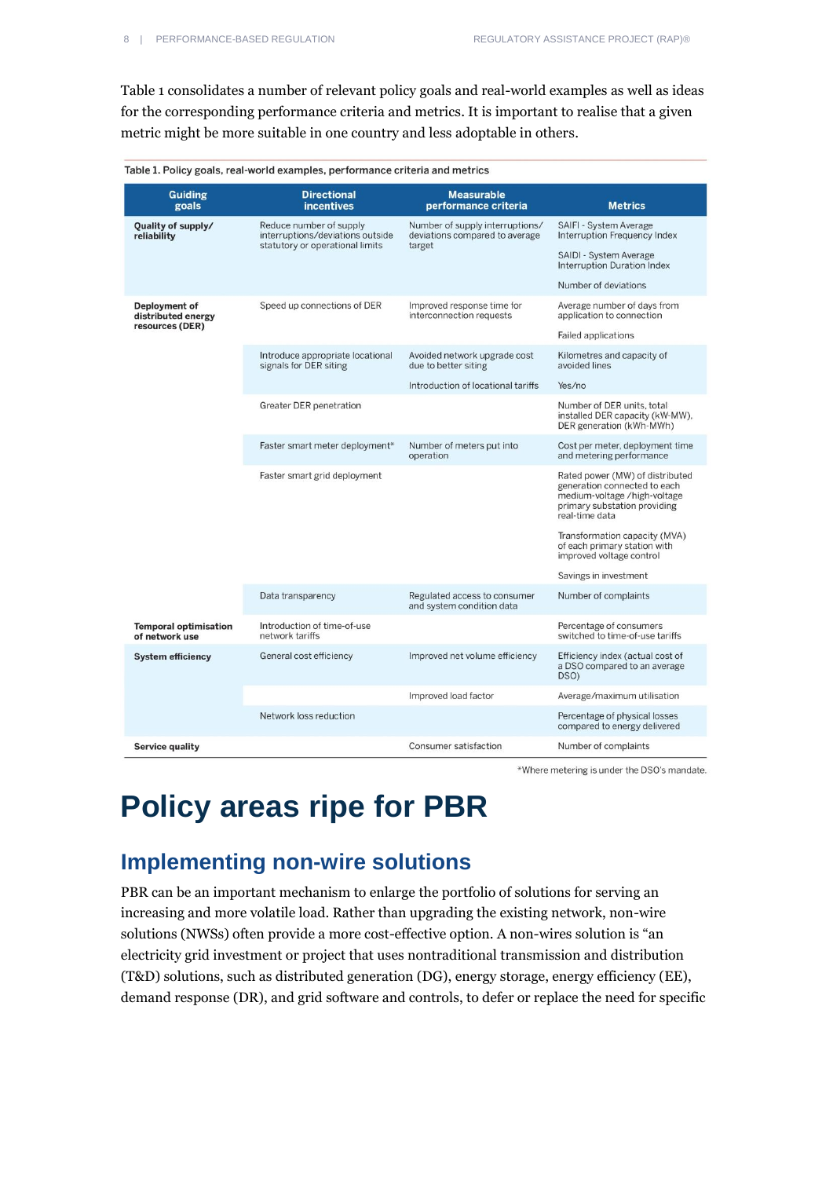Table 1 consolidates a number of relevant policy goals and real-world examples as well as ideas for the corresponding performance criteria and metrics. It is important to realise that a given metric might be more suitable in one country and less adoptable in others.

Table 1. Policy goals, real-world examples, performance criteria and metrics

| Guiding goals | Directional incentives | Measurable performance criteria | Metrics |
|---|---|---|---|
| **Quality of supply/ reliability** | Reduce number of supply interruptions/deviations outside statutory or operational limits | Number of supply interruptions/ deviations compared to average target | SAIFI - System Average Interruption Frequency Index |
| | | | SAIDI - System Average Interruption Duration Index |
| | | | Number of deviations |
| **Deployment of distributed energy resources (DER)** | Speed up connections of DER | Improved response time for interconnection requests | Average number of days from application to connection |
| | | | Failed applications |
| | Introduce appropriate locational signals for DER siting | Avoided network upgrade cost due to better siting | Kilometres and capacity of avoided lines |
| | | Introduction of locational tariffs | Yes/no |
| | Greater DER penetration | | Number of DER units, total installed DER capacity (kW-MW), DER generation (kWh-MWh) |
| | Faster smart meter deployment* | Number of meters put into operation | Cost per meter, deployment time and metering performance |
| | Faster smart grid deployment | | Rated power (MW) of distributed generation connected to each medium-voltage /high-voltage primary substation providing real-time data |
| | | | Transformation capacity (MVA) of each primary station with improved voltage control |
| | | | Savings in investment |
| | Data transparency | Regulated access to consumer and system condition data | Number of complaints |
| **Temporal optimisation of network use** | Introduction of time-of-use network tariffs | | Percentage of consumers switched to time-of-use tariffs |
| **System efficiency** | General cost efficiency | Improved net volume efficiency | Efficiency index (actual cost of a DSO compared to an average DSO) |
| | | Improved load factor | Average/maximum utilisation |
| | Network loss reduction | | Percentage of physical losses compared to energy delivered |
| **Service quality** | | Consumer satisfaction | Number of complaints |

*Where metering is under the DSO's mandate.

# Policy areas ripe for PBR

## Implementing non-wire solutions

PBR can be an important mechanism to enlarge the portfolio of solutions for serving an increasing and more volatile load. Rather than upgrading the existing network, non-wire solutions (NWSs) often provide a more cost-effective option. A non-wires solution is "an electricity grid investment or project that uses nontraditional transmission and distribution (T&D) solutions, such as distributed generation (DG), energy storage, energy efficiency (EE), demand response (DR), and grid software and controls, to defer or replace the need for specific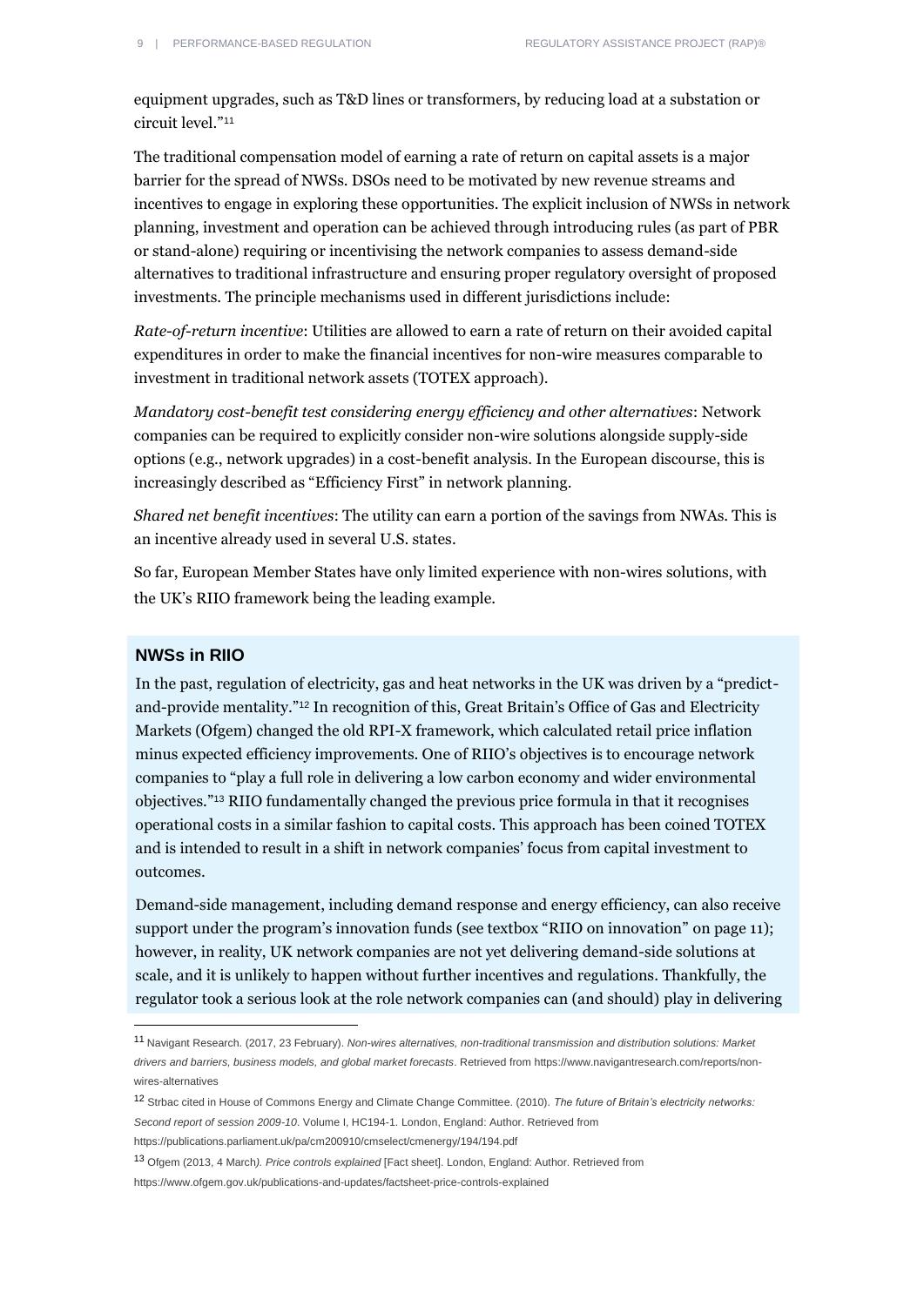equipment upgrades, such as T&D lines or transformers, by reducing load at a substation or circuit level."[11]

The traditional compensation model of earning a rate of return on capital assets is a major barrier for the spread of NWSs. DSOs need to be motivated by new revenue streams and incentives to engage in exploring these opportunities. The explicit inclusion of NWSs in network planning, investment and operation can be achieved through introducing rules (as part of PBR or stand-alone) requiring or incentivising the network companies to assess demand-side alternatives to traditional infrastructure and ensuring proper regulatory oversight of proposed investments. The principle mechanisms used in different jurisdictions include:

*Rate-of-return incentive*: Utilities are allowed to earn a rate of return on their avoided capital expenditures in order to make the financial incentives for non-wire measures comparable to investment in traditional network assets (TOTEX approach).

*Mandatory cost-benefit test considering energy efficiency and other alternatives*: Network companies can be required to explicitly consider non-wire solutions alongside supply-side options (e.g., network upgrades) in a cost-benefit analysis. In the European discourse, this is increasingly described as "Efficiency First" in network planning.

*Shared net benefit incentives*: The utility can earn a portion of the savings from NWAs. This is an incentive already used in several U.S. states.

So far, European Member States have only limited experience with non-wires solutions, with the UK's RIIO framework being the leading example.

### NWSs in RIIO

In the past, regulation of electricity, gas and heat networks in the UK was driven by a "predict-and-provide mentality."[12] In recognition of this, Great Britain's Office of Gas and Electricity Markets (Ofgem) changed the old RPI-X framework, which calculated retail price inflation minus expected efficiency improvements. One of RIIO's objectives is to encourage network companies to "play a full role in delivering a low carbon economy and wider environmental objectives."[13] RIIO fundamentally changed the previous price formula in that it recognises operational costs in a similar fashion to capital costs. This approach has been coined TOTEX and is intended to result in a shift in network companies' focus from capital investment to outcomes.

Demand-side management, including demand response and energy efficiency, can also receive support under the program's innovation funds (see textbox "RIIO on innovation" on page 11); however, in reality, UK network companies are not yet delivering demand-side solutions at scale, and it is unlikely to happen without further incentives and regulations. Thankfully, the regulator took a serious look at the role network companies can (and should) play in delivering

---

[11] Navigant Research. (2017, 23 February). *Non-wires alternatives, non-traditional transmission and distribution solutions: Market drivers and barriers, business models, and global market forecasts*. Retrieved from https://www.navigantresearch.com/reports/non-wires-alternatives

[12] Strbac cited in House of Commons Energy and Climate Change Committee. (2010). *The future of Britain's electricity networks: Second report of session 2009-10*. Volume I, HC194-1. London, England: Author. Retrieved from https://publications.parliament.uk/pa/cm200910/cmselect/cmenergy/194/194.pdf

[13] Ofgem (2013, 4 March*). Price controls explained* [Fact sheet]. London, England: Author. Retrieved from https://www.ofgem.gov.uk/publications-and-updates/factsheet-price-controls-explained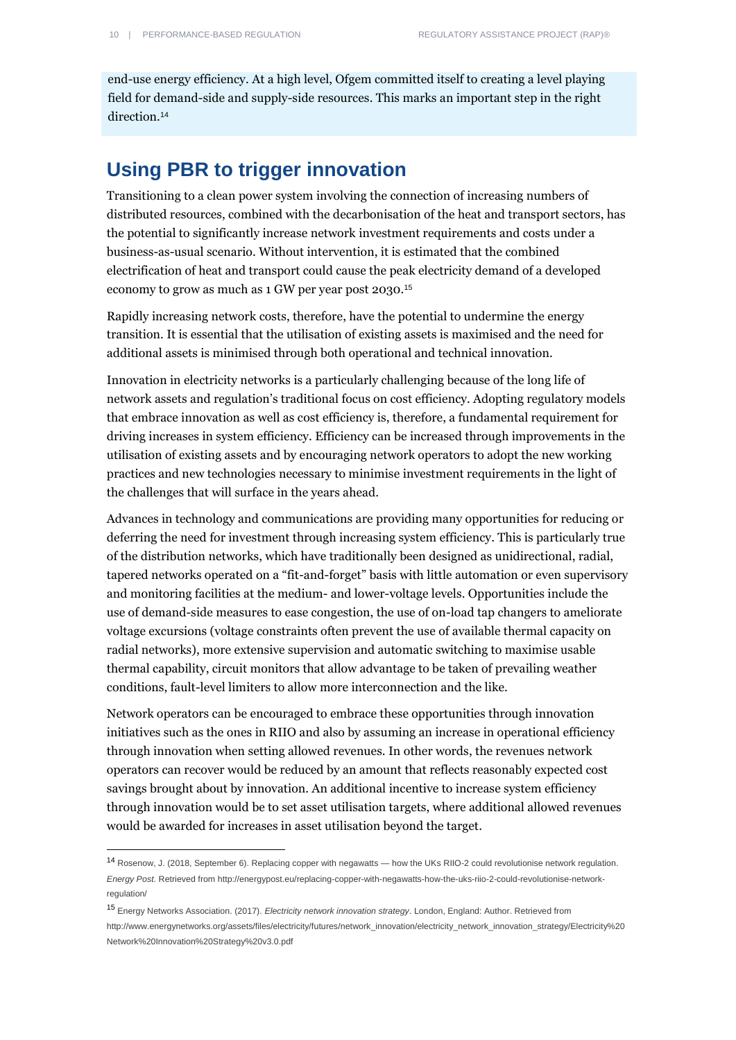end-use energy efficiency. At a high level, Ofgem committed itself to creating a level playing field for demand-side and supply-side resources. This marks an important step in the right direction.[14]

## Using PBR to trigger innovation

Transitioning to a clean power system involving the connection of increasing numbers of distributed resources, combined with the decarbonisation of the heat and transport sectors, has the potential to significantly increase network investment requirements and costs under a business-as-usual scenario. Without intervention, it is estimated that the combined electrification of heat and transport could cause the peak electricity demand of a developed economy to grow as much as 1 GW per year post 2030.[15]

Rapidly increasing network costs, therefore, have the potential to undermine the energy transition. It is essential that the utilisation of existing assets is maximised and the need for additional assets is minimised through both operational and technical innovation.

Innovation in electricity networks is a particularly challenging because of the long life of network assets and regulation's traditional focus on cost efficiency. Adopting regulatory models that embrace innovation as well as cost efficiency is, therefore, a fundamental requirement for driving increases in system efficiency. Efficiency can be increased through improvements in the utilisation of existing assets and by encouraging network operators to adopt the new working practices and new technologies necessary to minimise investment requirements in the light of the challenges that will surface in the years ahead.

Advances in technology and communications are providing many opportunities for reducing or deferring the need for investment through increasing system efficiency. This is particularly true of the distribution networks, which have traditionally been designed as unidirectional, radial, tapered networks operated on a "fit-and-forget" basis with little automation or even supervisory and monitoring facilities at the medium- and lower-voltage levels. Opportunities include the use of demand-side measures to ease congestion, the use of on-load tap changers to ameliorate voltage excursions (voltage constraints often prevent the use of available thermal capacity on radial networks), more extensive supervision and automatic switching to maximise usable thermal capability, circuit monitors that allow advantage to be taken of prevailing weather conditions, fault-level limiters to allow more interconnection and the like.

Network operators can be encouraged to embrace these opportunities through innovation initiatives such as the ones in RIIO and also by assuming an increase in operational efficiency through innovation when setting allowed revenues. In other words, the revenues network operators can recover would be reduced by an amount that reflects reasonably expected cost savings brought about by innovation. An additional incentive to increase system efficiency through innovation would be to set asset utilisation targets, where additional allowed revenues would be awarded for increases in asset utilisation beyond the target.

---

[14] Rosenow, J. (2018, September 6). Replacing copper with negawatts — how the UKs RIIO-2 could revolutionise network regulation. *Energy Post*. Retrieved from http://energypost.eu/replacing-copper-with-negawatts-how-the-uks-riio-2-could-revolutionise-network-regulation/

[15] Energy Networks Association. (2017). *Electricity network innovation strategy*. London, England: Author. Retrieved from http://www.energynetworks.org/assets/files/electricity/futures/network_innovation/electricity_network_innovation_strategy/Electricity%20Network%20Innovation%20Strategy%20v3.0.pdf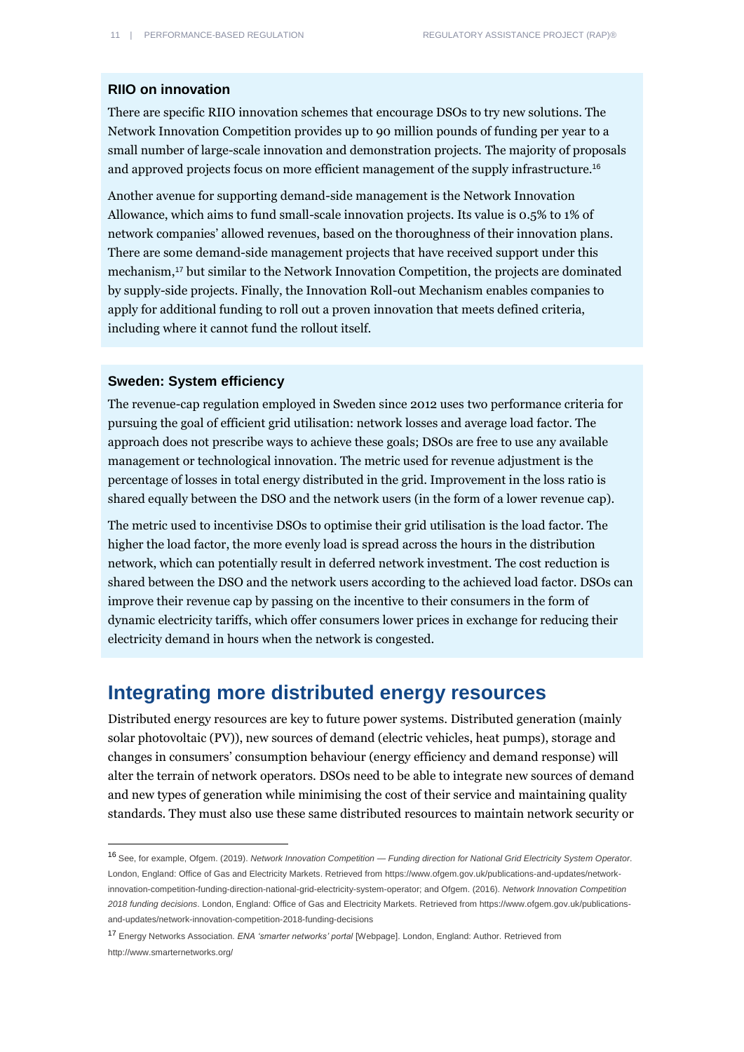### RIIO on innovation

There are specific RIIO innovation schemes that encourage DSOs to try new solutions. The Network Innovation Competition provides up to 90 million pounds of funding per year to a small number of large-scale innovation and demonstration projects. The majority of proposals and approved projects focus on more efficient management of the supply infrastructure.[16]

Another avenue for supporting demand-side management is the Network Innovation Allowance, which aims to fund small-scale innovation projects. Its value is 0.5% to 1% of network companies' allowed revenues, based on the thoroughness of their innovation plans. There are some demand-side management projects that have received support under this mechanism,[17] but similar to the Network Innovation Competition, the projects are dominated by supply-side projects. Finally, the Innovation Roll-out Mechanism enables companies to apply for additional funding to roll out a proven innovation that meets defined criteria, including where it cannot fund the rollout itself.

### Sweden: System efficiency

The revenue-cap regulation employed in Sweden since 2012 uses two performance criteria for pursuing the goal of efficient grid utilisation: network losses and average load factor. The approach does not prescribe ways to achieve these goals; DSOs are free to use any available management or technological innovation. The metric used for revenue adjustment is the percentage of losses in total energy distributed in the grid. Improvement in the loss ratio is shared equally between the DSO and the network users (in the form of a lower revenue cap).

The metric used to incentivise DSOs to optimise their grid utilisation is the load factor. The higher the load factor, the more evenly load is spread across the hours in the distribution network, which can potentially result in deferred network investment. The cost reduction is shared between the DSO and the network users according to the achieved load factor. DSOs can improve their revenue cap by passing on the incentive to their consumers in the form of dynamic electricity tariffs, which offer consumers lower prices in exchange for reducing their electricity demand in hours when the network is congested.

## Integrating more distributed energy resources

Distributed energy resources are key to future power systems. Distributed generation (mainly solar photovoltaic (PV)), new sources of demand (electric vehicles, heat pumps), storage and changes in consumers' consumption behaviour (energy efficiency and demand response) will alter the terrain of network operators. DSOs need to be able to integrate new sources of demand and new types of generation while minimising the cost of their service and maintaining quality standards. They must also use these same distributed resources to maintain network security or

---

[16] See, for example, Ofgem. (2019). *Network Innovation Competition — Funding direction for National Grid Electricity System Operator*. London, England: Office of Gas and Electricity Markets. Retrieved from https://www.ofgem.gov.uk/publications-and-updates/network-innovation-competition-funding-direction-national-grid-electricity-system-operator; and Ofgem. (2016). *Network Innovation Competition 2018 funding decisions*. London, England: Office of Gas and Electricity Markets. Retrieved from https://www.ofgem.gov.uk/publications-and-updates/network-innovation-competition-2018-funding-decisions

[17] Energy Networks Association. *ENA 'smarter networks' portal* [Webpage]. London, England: Author. Retrieved from http://www.smarternetworks.org/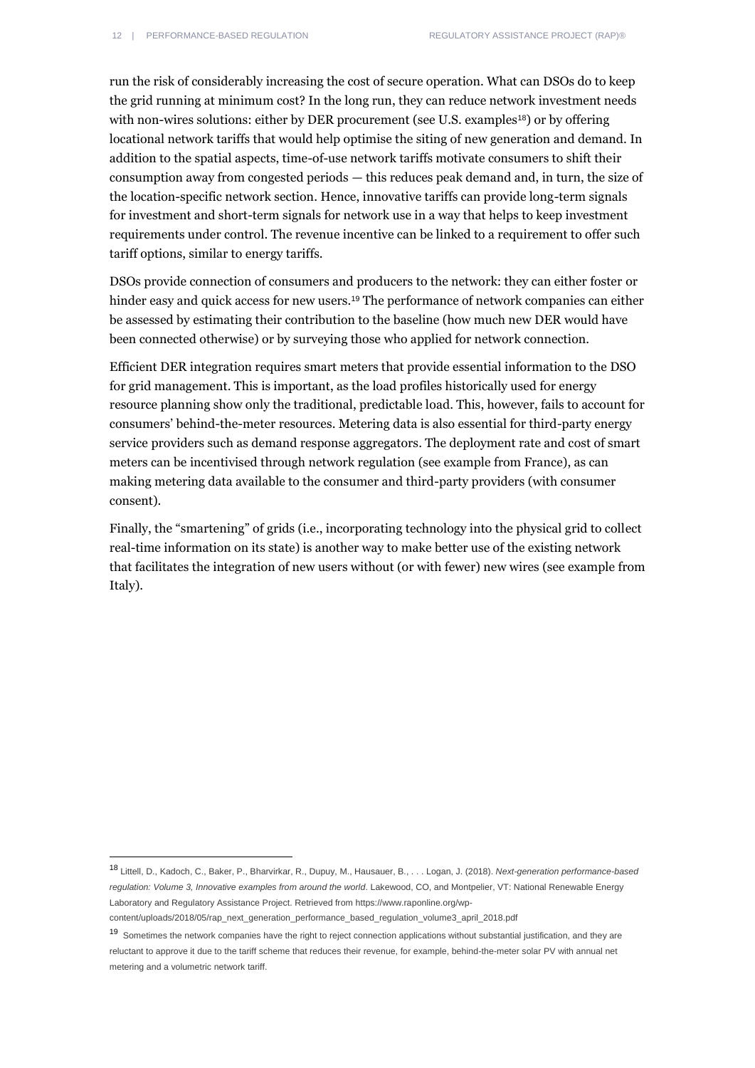run the risk of considerably increasing the cost of secure operation. What can DSOs do to keep the grid running at minimum cost? In the long run, they can reduce network investment needs with non-wires solutions: either by DER procurement (see U.S. examples[18]) or by offering locational network tariffs that would help optimise the siting of new generation and demand. In addition to the spatial aspects, time-of-use network tariffs motivate consumers to shift their consumption away from congested periods — this reduces peak demand and, in turn, the size of the location-specific network section. Hence, innovative tariffs can provide long-term signals for investment and short-term signals for network use in a way that helps to keep investment requirements under control. The revenue incentive can be linked to a requirement to offer such tariff options, similar to energy tariffs.

DSOs provide connection of consumers and producers to the network: they can either foster or hinder easy and quick access for new users.[19] The performance of network companies can either be assessed by estimating their contribution to the baseline (how much new DER would have been connected otherwise) or by surveying those who applied for network connection.

Efficient DER integration requires smart meters that provide essential information to the DSO for grid management. This is important, as the load profiles historically used for energy resource planning show only the traditional, predictable load. This, however, fails to account for consumers' behind-the-meter resources. Metering data is also essential for third-party energy service providers such as demand response aggregators. The deployment rate and cost of smart meters can be incentivised through network regulation (see example from France), as can making metering data available to the consumer and third-party providers (with consumer consent).

Finally, the "smartening" of grids (i.e., incorporating technology into the physical grid to collect real-time information on its state) is another way to make better use of the existing network that facilitates the integration of new users without (or with fewer) new wires (see example from Italy).

---

[18] Littell, D., Kadoch, C., Baker, P., Bharvirkar, R., Dupuy, M., Hausauer, B., . . . Logan, J. (2018). *Next-generation performance-based regulation: Volume 3, Innovative examples from around the world*. Lakewood, CO, and Montpelier, VT: National Renewable Energy Laboratory and Regulatory Assistance Project. Retrieved from https://www.raponline.org/wp-content/uploads/2018/05/rap_next_generation_performance_based_regulation_volume3_april_2018.pdf

[19] Sometimes the network companies have the right to reject connection applications without substantial justification, and they are reluctant to approve it due to the tariff scheme that reduces their revenue, for example, behind-the-meter solar PV with annual net metering and a volumetric network tariff.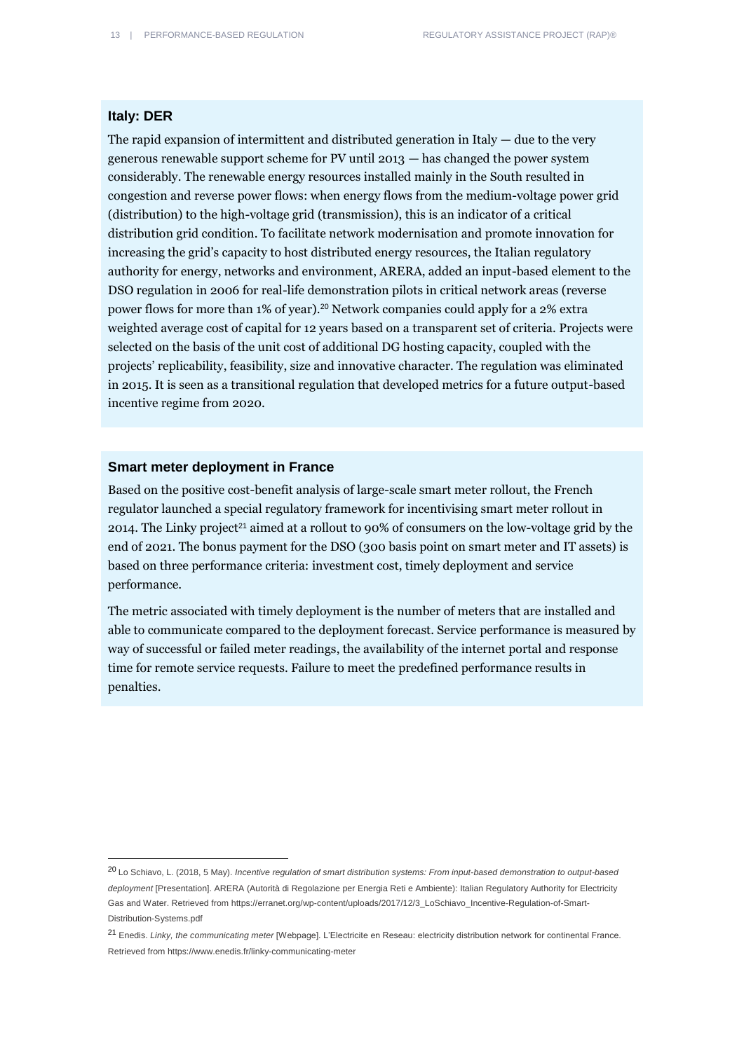### Italy: DER

The rapid expansion of intermittent and distributed generation in Italy — due to the very generous renewable support scheme for PV until 2013 — has changed the power system considerably. The renewable energy resources installed mainly in the South resulted in congestion and reverse power flows: when energy flows from the medium-voltage power grid (distribution) to the high-voltage grid (transmission), this is an indicator of a critical distribution grid condition. To facilitate network modernisation and promote innovation for increasing the grid's capacity to host distributed energy resources, the Italian regulatory authority for energy, networks and environment, ARERA, added an input-based element to the DSO regulation in 2006 for real-life demonstration pilots in critical network areas (reverse power flows for more than 1% of year).[20] Network companies could apply for a 2% extra weighted average cost of capital for 12 years based on a transparent set of criteria. Projects were selected on the basis of the unit cost of additional DG hosting capacity, coupled with the projects' replicability, feasibility, size and innovative character. The regulation was eliminated in 2015. It is seen as a transitional regulation that developed metrics for a future output-based incentive regime from 2020.

### Smart meter deployment in France

Based on the positive cost-benefit analysis of large-scale smart meter rollout, the French regulator launched a special regulatory framework for incentivising smart meter rollout in 2014. The Linky project[21] aimed at a rollout to 90% of consumers on the low-voltage grid by the end of 2021. The bonus payment for the DSO (300 basis point on smart meter and IT assets) is based on three performance criteria: investment cost, timely deployment and service performance.

The metric associated with timely deployment is the number of meters that are installed and able to communicate compared to the deployment forecast. Service performance is measured by way of successful or failed meter readings, the availability of the internet portal and response time for remote service requests. Failure to meet the predefined performance results in penalties.

---

[20] Lo Schiavo, L. (2018, 5 May). *Incentive regulation of smart distribution systems: From input-based demonstration to output-based deployment* [Presentation]. ARERA (Autorità di Regolazione per Energia Reti e Ambiente): Italian Regulatory Authority for Electricity Gas and Water. Retrieved from https://erranet.org/wp-content/uploads/2017/12/3_LoSchiavo_Incentive-Regulation-of-Smart-Distribution-Systems.pdf

[21] Enedis. *Linky, the communicating meter* [Webpage]. L'Electricite en Reseau: electricity distribution network for continental France. Retrieved from https://www.enedis.fr/linky-communicating-meter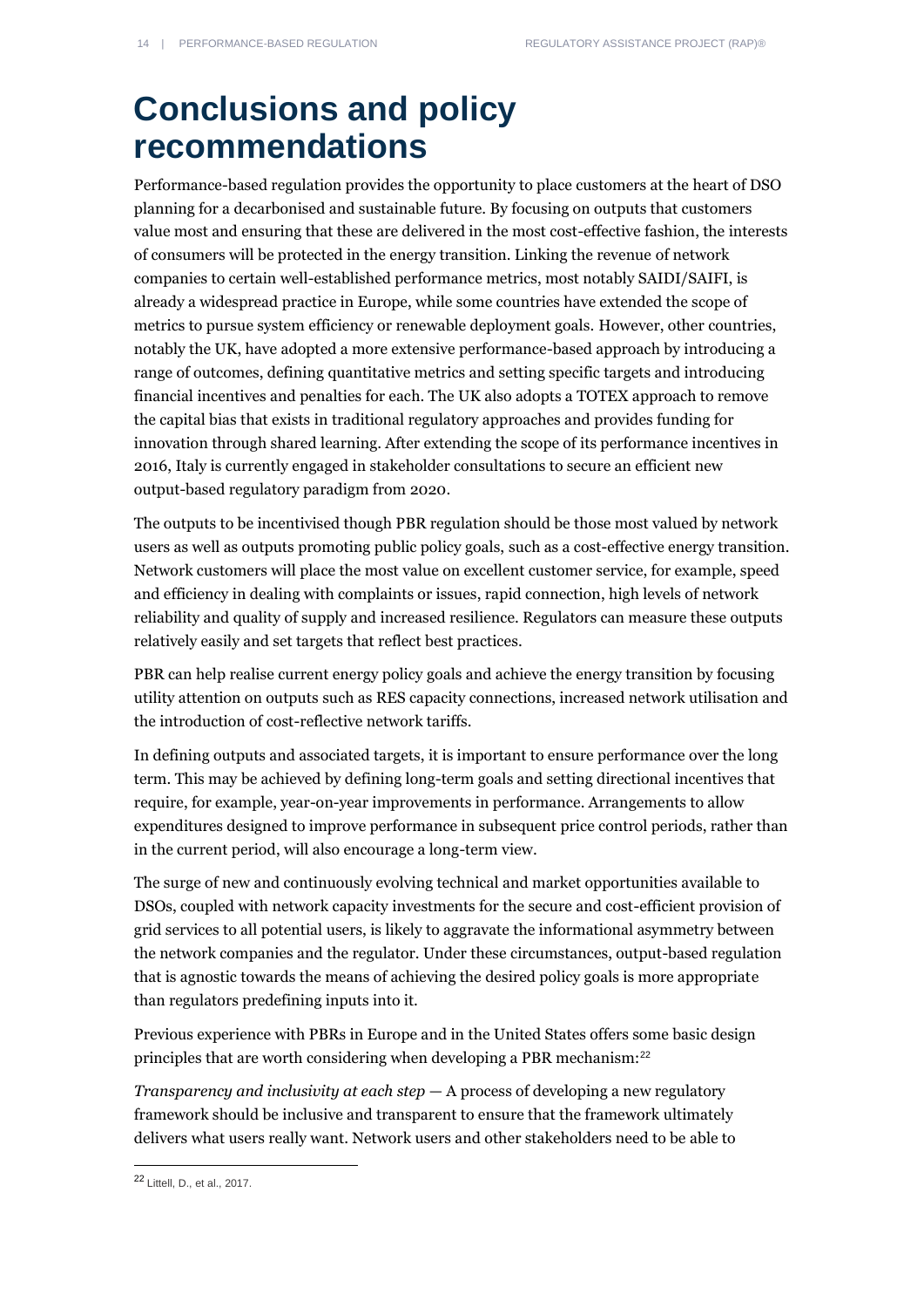# Conclusions and policy recommendations

Performance-based regulation provides the opportunity to place customers at the heart of DSO planning for a decarbonised and sustainable future. By focusing on outputs that customers value most and ensuring that these are delivered in the most cost-effective fashion, the interests of consumers will be protected in the energy transition. Linking the revenue of network companies to certain well-established performance metrics, most notably SAIDI/SAIFI, is already a widespread practice in Europe, while some countries have extended the scope of metrics to pursue system efficiency or renewable deployment goals. However, other countries, notably the UK, have adopted a more extensive performance-based approach by introducing a range of outcomes, defining quantitative metrics and setting specific targets and introducing financial incentives and penalties for each. The UK also adopts a TOTEX approach to remove the capital bias that exists in traditional regulatory approaches and provides funding for innovation through shared learning. After extending the scope of its performance incentives in 2016, Italy is currently engaged in stakeholder consultations to secure an efficient new output-based regulatory paradigm from 2020.

The outputs to be incentivised though PBR regulation should be those most valued by network users as well as outputs promoting public policy goals, such as a cost-effective energy transition. Network customers will place the most value on excellent customer service, for example, speed and efficiency in dealing with complaints or issues, rapid connection, high levels of network reliability and quality of supply and increased resilience. Regulators can measure these outputs relatively easily and set targets that reflect best practices.

PBR can help realise current energy policy goals and achieve the energy transition by focusing utility attention on outputs such as RES capacity connections, increased network utilisation and the introduction of cost-reflective network tariffs.

In defining outputs and associated targets, it is important to ensure performance over the long term. This may be achieved by defining long-term goals and setting directional incentives that require, for example, year-on-year improvements in performance. Arrangements to allow expenditures designed to improve performance in subsequent price control periods, rather than in the current period, will also encourage a long-term view.

The surge of new and continuously evolving technical and market opportunities available to DSOs, coupled with network capacity investments for the secure and cost-efficient provision of grid services to all potential users, is likely to aggravate the informational asymmetry between the network companies and the regulator. Under these circumstances, output-based regulation that is agnostic towards the means of achieving the desired policy goals is more appropriate than regulators predefining inputs into it.

Previous experience with PBRs in Europe and in the United States offers some basic design principles that are worth considering when developing a PBR mechanism:[22]

*Transparency and inclusivity at each step* — A process of developing a new regulatory framework should be inclusive and transparent to ensure that the framework ultimately delivers what users really want. Network users and other stakeholders need to be able to

[22] Littell, D., et al., 2017.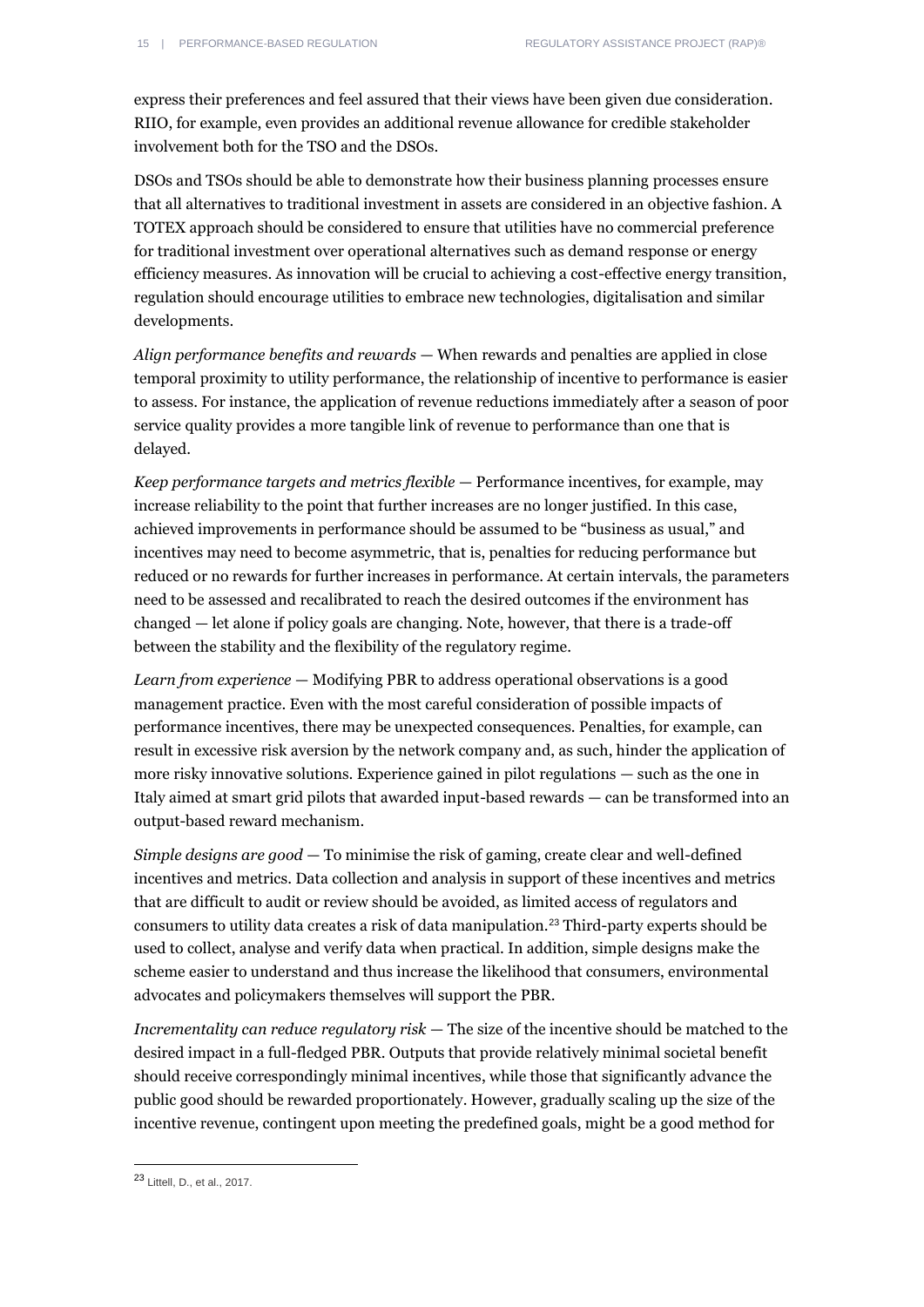express their preferences and feel assured that their views have been given due consideration. RIIO, for example, even provides an additional revenue allowance for credible stakeholder involvement both for the TSO and the DSOs.

DSOs and TSOs should be able to demonstrate how their business planning processes ensure that all alternatives to traditional investment in assets are considered in an objective fashion. A TOTEX approach should be considered to ensure that utilities have no commercial preference for traditional investment over operational alternatives such as demand response or energy efficiency measures. As innovation will be crucial to achieving a cost-effective energy transition, regulation should encourage utilities to embrace new technologies, digitalisation and similar developments.

*Align performance benefits and rewards* — When rewards and penalties are applied in close temporal proximity to utility performance, the relationship of incentive to performance is easier to assess. For instance, the application of revenue reductions immediately after a season of poor service quality provides a more tangible link of revenue to performance than one that is delayed.

*Keep performance targets and metrics flexible* — Performance incentives, for example, may increase reliability to the point that further increases are no longer justified. In this case, achieved improvements in performance should be assumed to be "business as usual," and incentives may need to become asymmetric, that is, penalties for reducing performance but reduced or no rewards for further increases in performance. At certain intervals, the parameters need to be assessed and recalibrated to reach the desired outcomes if the environment has changed — let alone if policy goals are changing. Note, however, that there is a trade-off between the stability and the flexibility of the regulatory regime.

*Learn from experience* — Modifying PBR to address operational observations is a good management practice. Even with the most careful consideration of possible impacts of performance incentives, there may be unexpected consequences. Penalties, for example, can result in excessive risk aversion by the network company and, as such, hinder the application of more risky innovative solutions. Experience gained in pilot regulations — such as the one in Italy aimed at smart grid pilots that awarded input-based rewards — can be transformed into an output-based reward mechanism.

*Simple designs are good* — To minimise the risk of gaming, create clear and well-defined incentives and metrics. Data collection and analysis in support of these incentives and metrics that are difficult to audit or review should be avoided, as limited access of regulators and consumers to utility data creates a risk of data manipulation.[23] Third-party experts should be used to collect, analyse and verify data when practical. In addition, simple designs make the scheme easier to understand and thus increase the likelihood that consumers, environmental advocates and policymakers themselves will support the PBR.

*Incrementality can reduce regulatory risk* — The size of the incentive should be matched to the desired impact in a full-fledged PBR. Outputs that provide relatively minimal societal benefit should receive correspondingly minimal incentives, while those that significantly advance the public good should be rewarded proportionately. However, gradually scaling up the size of the incentive revenue, contingent upon meeting the predefined goals, might be a good method for

[23] Littell, D., et al., 2017.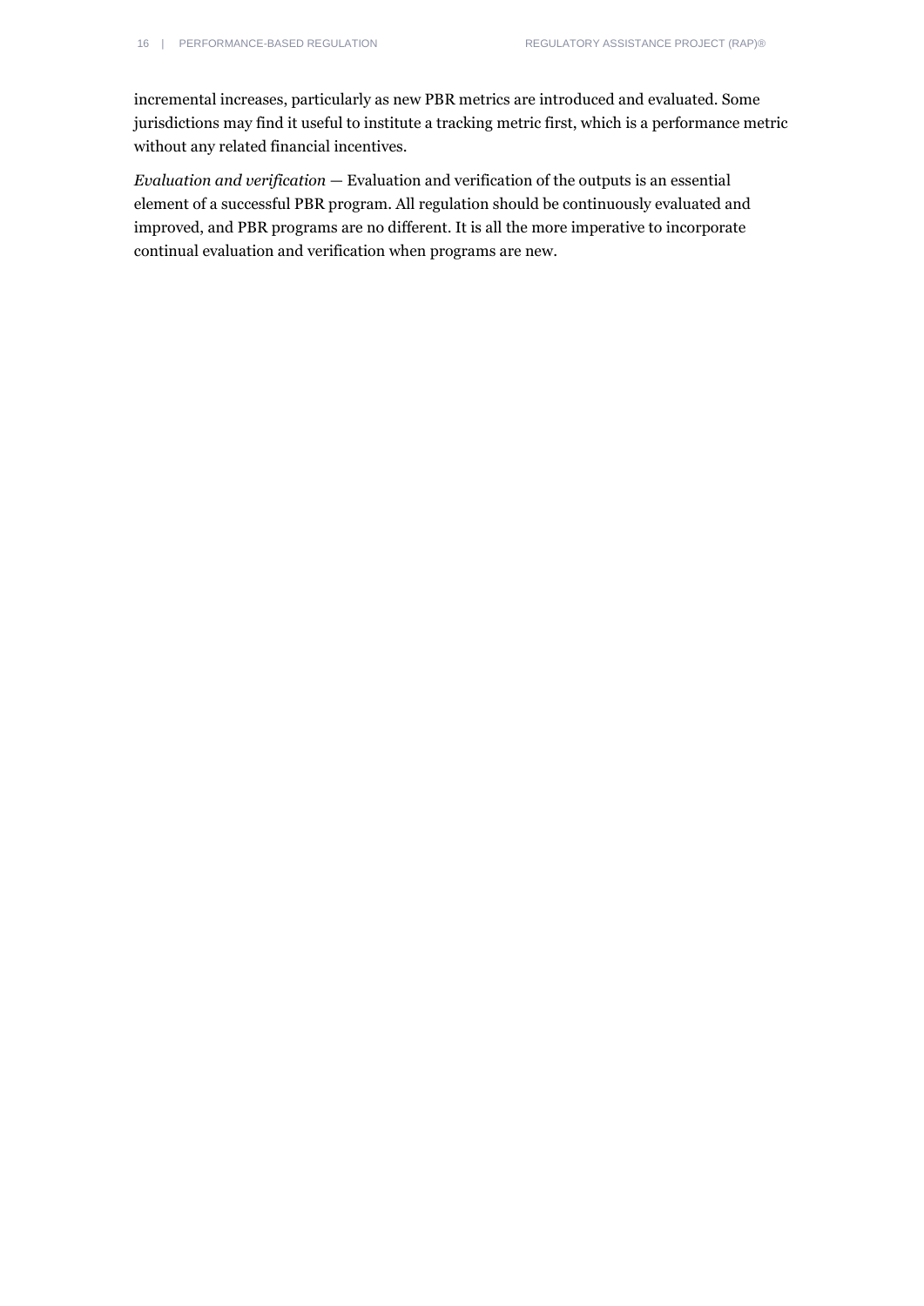incremental increases, particularly as new PBR metrics are introduced and evaluated. Some jurisdictions may find it useful to institute a tracking metric first, which is a performance metric without any related financial incentives.

*Evaluation and verification* — Evaluation and verification of the outputs is an essential element of a successful PBR program. All regulation should be continuously evaluated and improved, and PBR programs are no different. It is all the more imperative to incorporate continual evaluation and verification when programs are new.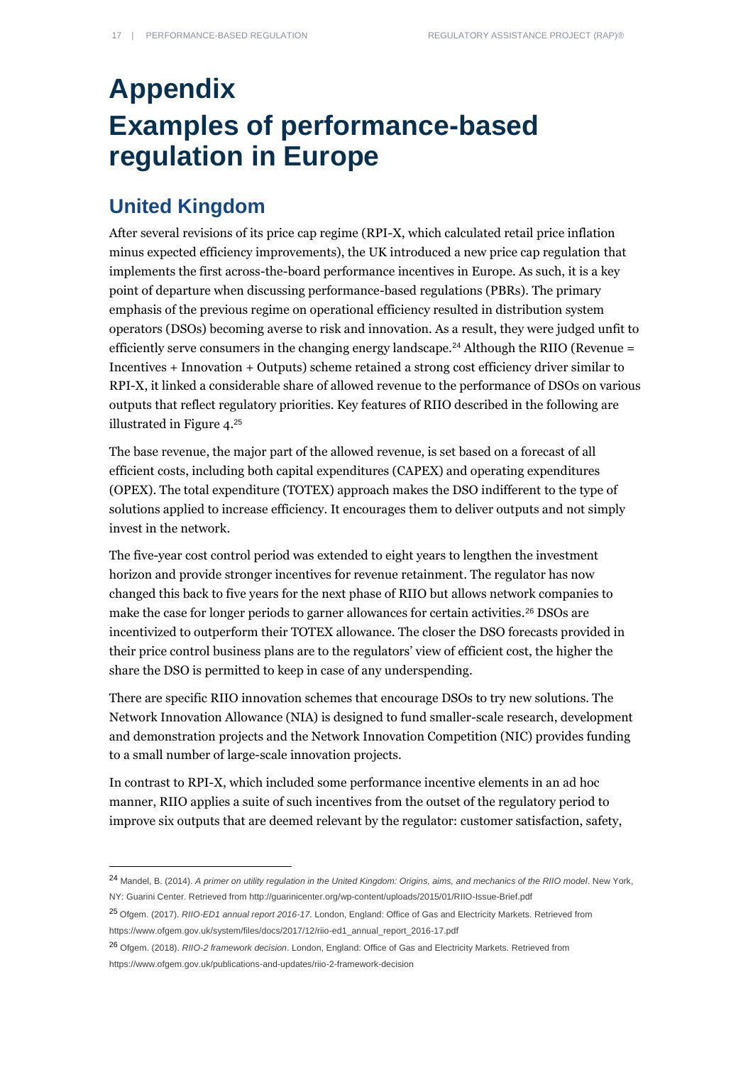# Appendix
# Examples of performance-based regulation in Europe

## United Kingdom

After several revisions of its price cap regime (RPI-X, which calculated retail price inflation minus expected efficiency improvements), the UK introduced a new price cap regulation that implements the first across-the-board performance incentives in Europe. As such, it is a key point of departure when discussing performance-based regulations (PBRs). The primary emphasis of the previous regime on operational efficiency resulted in distribution system operators (DSOs) becoming averse to risk and innovation. As a result, they were judged unfit to efficiently serve consumers in the changing energy landscape.[24] Although the RIIO (Revenue = Incentives + Innovation + Outputs) scheme retained a strong cost efficiency driver similar to RPI-X, it linked a considerable share of allowed revenue to the performance of DSOs on various outputs that reflect regulatory priorities. Key features of RIIO described in the following are illustrated in Figure 4.[25]

The base revenue, the major part of the allowed revenue, is set based on a forecast of all efficient costs, including both capital expenditures (CAPEX) and operating expenditures (OPEX). The total expenditure (TOTEX) approach makes the DSO indifferent to the type of solutions applied to increase efficiency. It encourages them to deliver outputs and not simply invest in the network.

The five-year cost control period was extended to eight years to lengthen the investment horizon and provide stronger incentives for revenue retainment. The regulator has now changed this back to five years for the next phase of RIIO but allows network companies to make the case for longer periods to garner allowances for certain activities.[26] DSOs are incentivized to outperform their TOTEX allowance. The closer the DSO forecasts provided in their price control business plans are to the regulators' view of efficient cost, the higher the share the DSO is permitted to keep in case of any underspending.

There are specific RIIO innovation schemes that encourage DSOs to try new solutions. The Network Innovation Allowance (NIA) is designed to fund smaller-scale research, development and demonstration projects and the Network Innovation Competition (NIC) provides funding to a small number of large-scale innovation projects.

In contrast to RPI-X, which included some performance incentive elements in an ad hoc manner, RIIO applies a suite of such incentives from the outset of the regulatory period to improve six outputs that are deemed relevant by the regulator: customer satisfaction, safety,

---

[24] Mandel, B. (2014). *A primer on utility regulation in the United Kingdom: Origins, aims, and mechanics of the RIIO model*. New York, NY: Guarini Center. Retrieved from http://guarinicenter.org/wp-content/uploads/2015/01/RIIO-Issue-Brief.pdf

[25] Ofgem. (2017). *RIIO-ED1 annual report 2016-17*. London, England: Office of Gas and Electricity Markets. Retrieved from https://www.ofgem.gov.uk/system/files/docs/2017/12/riio-ed1_annual_report_2016-17.pdf

[26] Ofgem. (2018). *RIIO-2 framework decision*. London, England: Office of Gas and Electricity Markets. Retrieved from https://www.ofgem.gov.uk/publications-and-updates/riio-2-framework-decision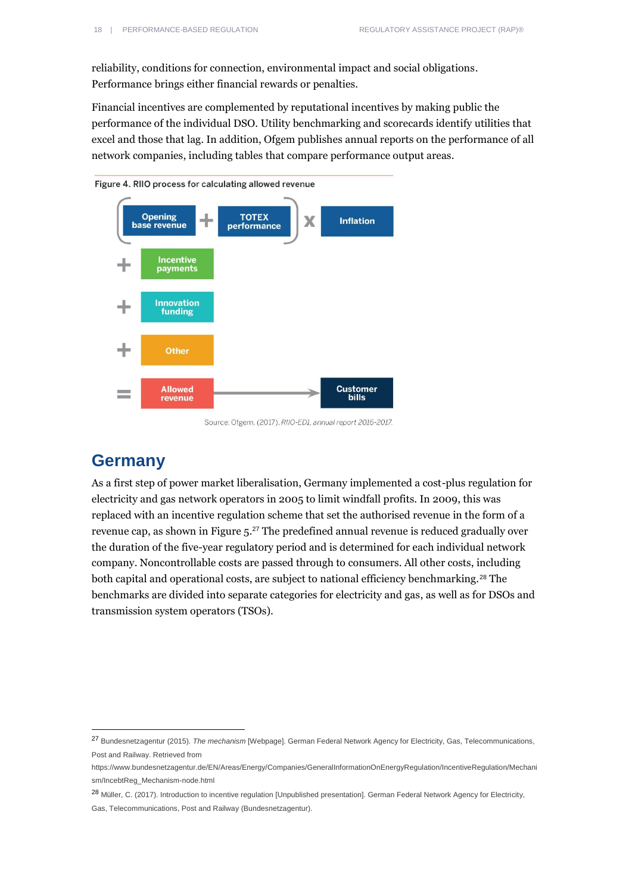reliability, conditions for connection, environmental impact and social obligations. Performance brings either financial rewards or penalties.

Financial incentives are complemented by reputational incentives by making public the performance of the individual DSO. Utility benchmarking and scorecards identify utilities that excel and those that lag. In addition, Ofgem publishes annual reports on the performance of all network companies, including tables that compare performance output areas.

Figure 4. RIIO process for calculating allowed revenue

(Opening base revenue + TOTEX performance) x Inflation

+ Incentive payments

+ Innovation funding

+ Other

= Allowed revenue → Customer bills

Source: Ofgem. (2017). *RIIO-ED1, annual report 2016-2017.*

## Germany

As a first step of power market liberalisation, Germany implemented a cost-plus regulation for electricity and gas network operators in 2005 to limit windfall profits. In 2009, this was replaced with an incentive regulation scheme that set the authorised revenue in the form of a revenue cap, as shown in Figure 5.[27] The predefined annual revenue is reduced gradually over the duration of the five-year regulatory period and is determined for each individual network company. Noncontrollable costs are passed through to consumers. All other costs, including both capital and operational costs, are subject to national efficiency benchmarking.[28] The benchmarks are divided into separate categories for electricity and gas, as well as for DSOs and transmission system operators (TSOs).

---

[27] Bundesnetzagentur (2015). *The mechanism* [Webpage]. German Federal Network Agency for Electricity, Gas, Telecommunications, Post and Railway. Retrieved from https://www.bundesnetzagentur.de/EN/Areas/Energy/Companies/GeneralInformationOnEnergyRegulation/IncentiveRegulation/Mechanism/IncebtReg_Mechanism-node.html

[28] Müller, C. (2017). Introduction to incentive regulation [Unpublished presentation]. German Federal Network Agency for Electricity, Gas, Telecommunications, Post and Railway (Bundesnetzagentur).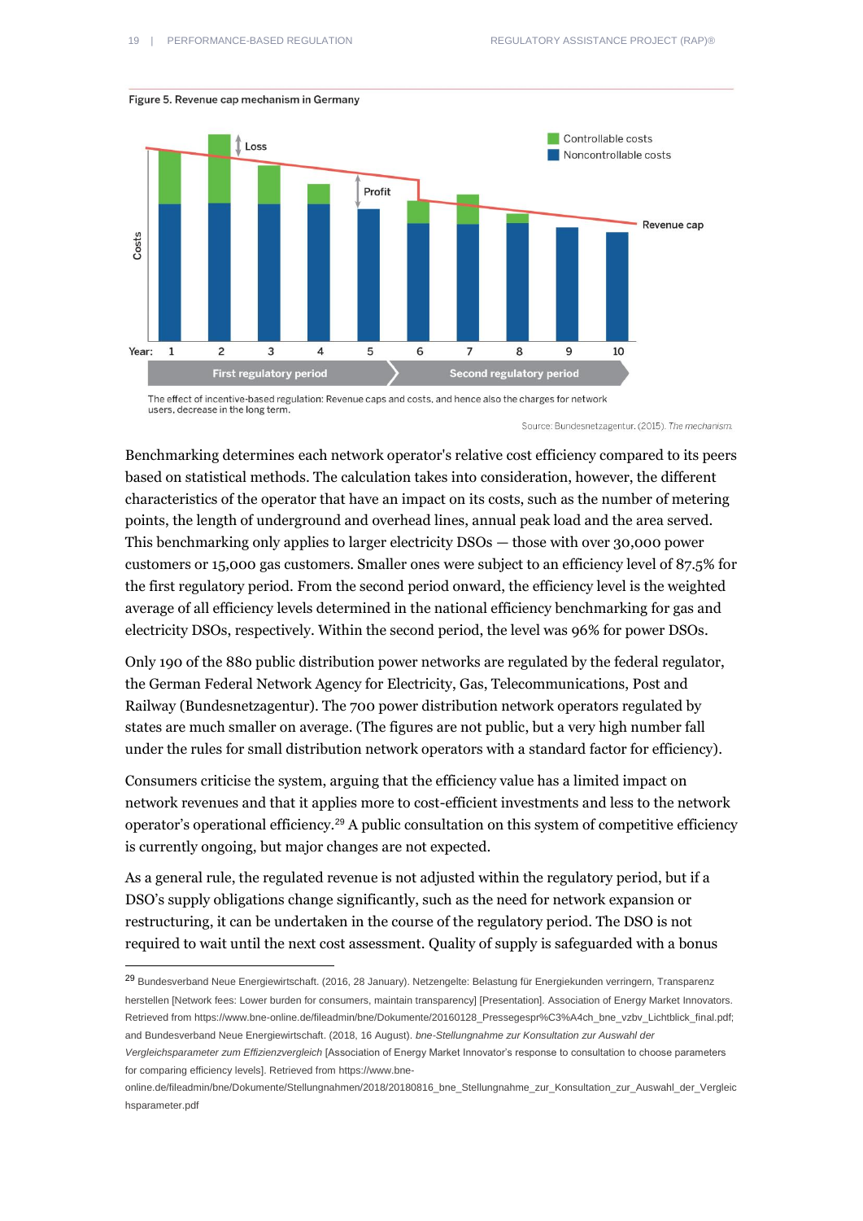**Figure 5. Revenue cap mechanism in Germany**

The effect of incentive-based regulation: Revenue caps and costs, and hence also the charges for network users, decrease in the long term.

Source: Bundesnetzagentur. (2015). *The mechanism.*

Benchmarking determines each network operator's relative cost efficiency compared to its peers based on statistical methods. The calculation takes into consideration, however, the different characteristics of the operator that have an impact on its costs, such as the number of metering points, the length of underground and overhead lines, annual peak load and the area served. This benchmarking only applies to larger electricity DSOs — those with over 30,000 power customers or 15,000 gas customers. Smaller ones were subject to an efficiency level of 87.5% for the first regulatory period. From the second period onward, the efficiency level is the weighted average of all efficiency levels determined in the national efficiency benchmarking for gas and electricity DSOs, respectively. Within the second period, the level was 96% for power DSOs.

Only 190 of the 880 public distribution power networks are regulated by the federal regulator, the German Federal Network Agency for Electricity, Gas, Telecommunications, Post and Railway (Bundesnetzagentur). The 700 power distribution network operators regulated by states are much smaller on average. (The figures are not public, but a very high number fall under the rules for small distribution network operators with a standard factor for efficiency).

Consumers criticise the system, arguing that the efficiency value has a limited impact on network revenues and that it applies more to cost-efficient investments and less to the network operator's operational efficiency.[29] A public consultation on this system of competitive efficiency is currently ongoing, but major changes are not expected.

As a general rule, the regulated revenue is not adjusted within the regulatory period, but if a DSO's supply obligations change significantly, such as the need for network expansion or restructuring, it can be undertaken in the course of the regulatory period. The DSO is not required to wait until the next cost assessment. Quality of supply is safeguarded with a bonus

---

[29] Bundesverband Neue Energiewirtschaft. (2016, 28 January). Netzengelte: Belastung für Energiekunden verringern, Transparenz herstellen [Network fees: Lower burden for consumers, maintain transparency] [Presentation]. Association of Energy Market Innovators. Retrieved from https://www.bne-online.de/fileadmin/bne/Dokumente/20160128_Pressegespr%C3%A4ch_bne_vzbv_Lichtblick_final.pdf; and Bundesverband Neue Energiewirtschaft. (2018, 16 August). *bne-Stellungnahme zur Konsultation zur Auswahl der Vergleichsparameter zum Effizienzvergleich* [Association of Energy Market Innovator's response to consultation to choose parameters for comparing efficiency levels]. Retrieved from https://www.bne-online.de/fileadmin/bne/Dokumente/Stellungnahmen/2018/20180816_bne_Stellungnahme_zur_Konsultation_zur_Auswahl_der_Vergleichsparameter.pdf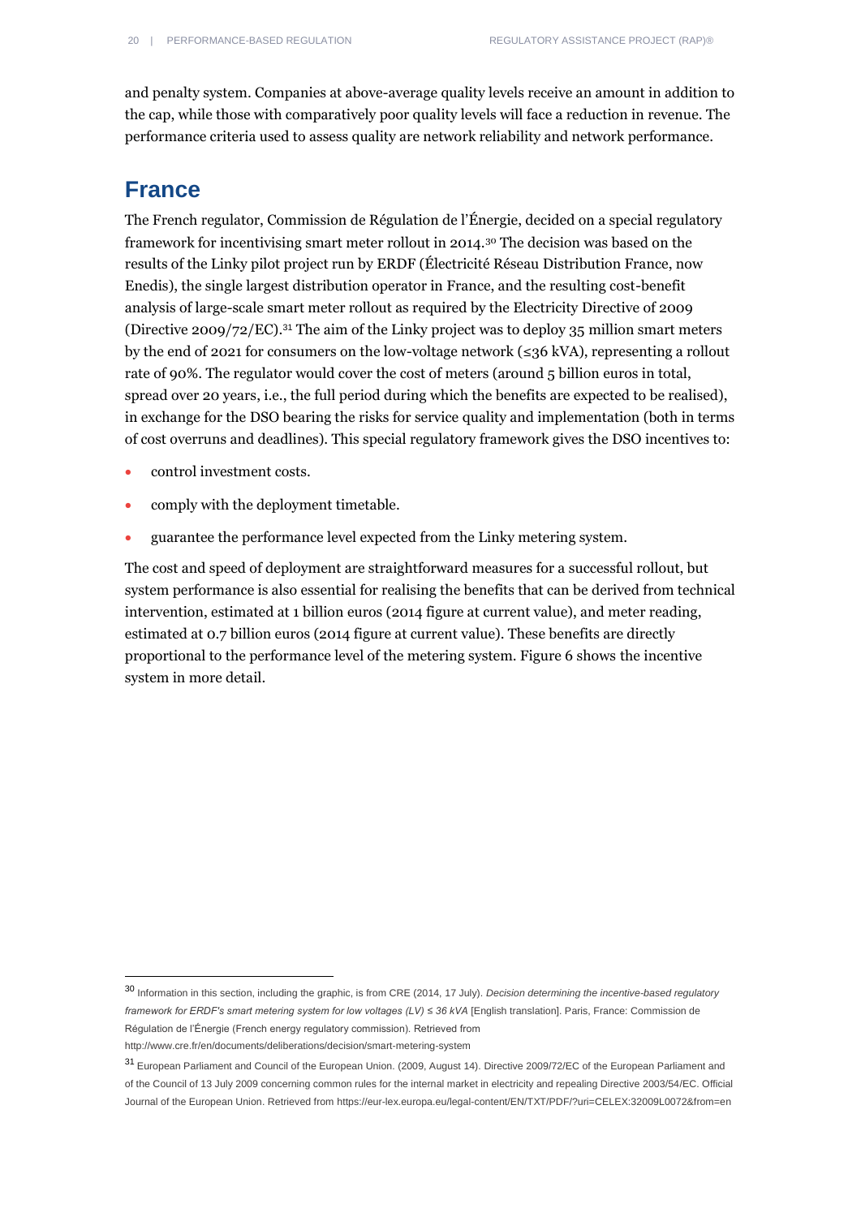and penalty system. Companies at above-average quality levels receive an amount in addition to the cap, while those with comparatively poor quality levels will face a reduction in revenue. The performance criteria used to assess quality are network reliability and network performance.

## France

The French regulator, Commission de Régulation de l'Énergie, decided on a special regulatory framework for incentivising smart meter rollout in 2014.[30] The decision was based on the results of the Linky pilot project run by ERDF (Électricité Réseau Distribution France, now Enedis), the single largest distribution operator in France, and the resulting cost-benefit analysis of large-scale smart meter rollout as required by the Electricity Directive of 2009 (Directive 2009/72/EC).[31] The aim of the Linky project was to deploy 35 million smart meters by the end of 2021 for consumers on the low-voltage network (≤36 kVA), representing a rollout rate of 90%. The regulator would cover the cost of meters (around 5 billion euros in total, spread over 20 years, i.e., the full period during which the benefits are expected to be realised), in exchange for the DSO bearing the risks for service quality and implementation (both in terms of cost overruns and deadlines). This special regulatory framework gives the DSO incentives to:

- control investment costs.
- comply with the deployment timetable.
- guarantee the performance level expected from the Linky metering system.

The cost and speed of deployment are straightforward measures for a successful rollout, but system performance is also essential for realising the benefits that can be derived from technical intervention, estimated at 1 billion euros (2014 figure at current value), and meter reading, estimated at 0.7 billion euros (2014 figure at current value). These benefits are directly proportional to the performance level of the metering system. Figure 6 shows the incentive system in more detail.

---

[30] Information in this section, including the graphic, is from CRE (2014, 17 July). *Decision determining the incentive-based regulatory framework for ERDF's smart metering system for low voltages (LV) ≤ 36 kVA* [English translation]. Paris, France: Commission de Régulation de l'Énergie (French energy regulatory commission). Retrieved from http://www.cre.fr/en/documents/deliberations/decision/smart-metering-system

[31] European Parliament and Council of the European Union. (2009, August 14). Directive 2009/72/EC of the European Parliament and of the Council of 13 July 2009 concerning common rules for the internal market in electricity and repealing Directive 2003/54/EC. Official Journal of the European Union. Retrieved from https://eur-lex.europa.eu/legal-content/EN/TXT/PDF/?uri=CELEX:32009L0072&from=en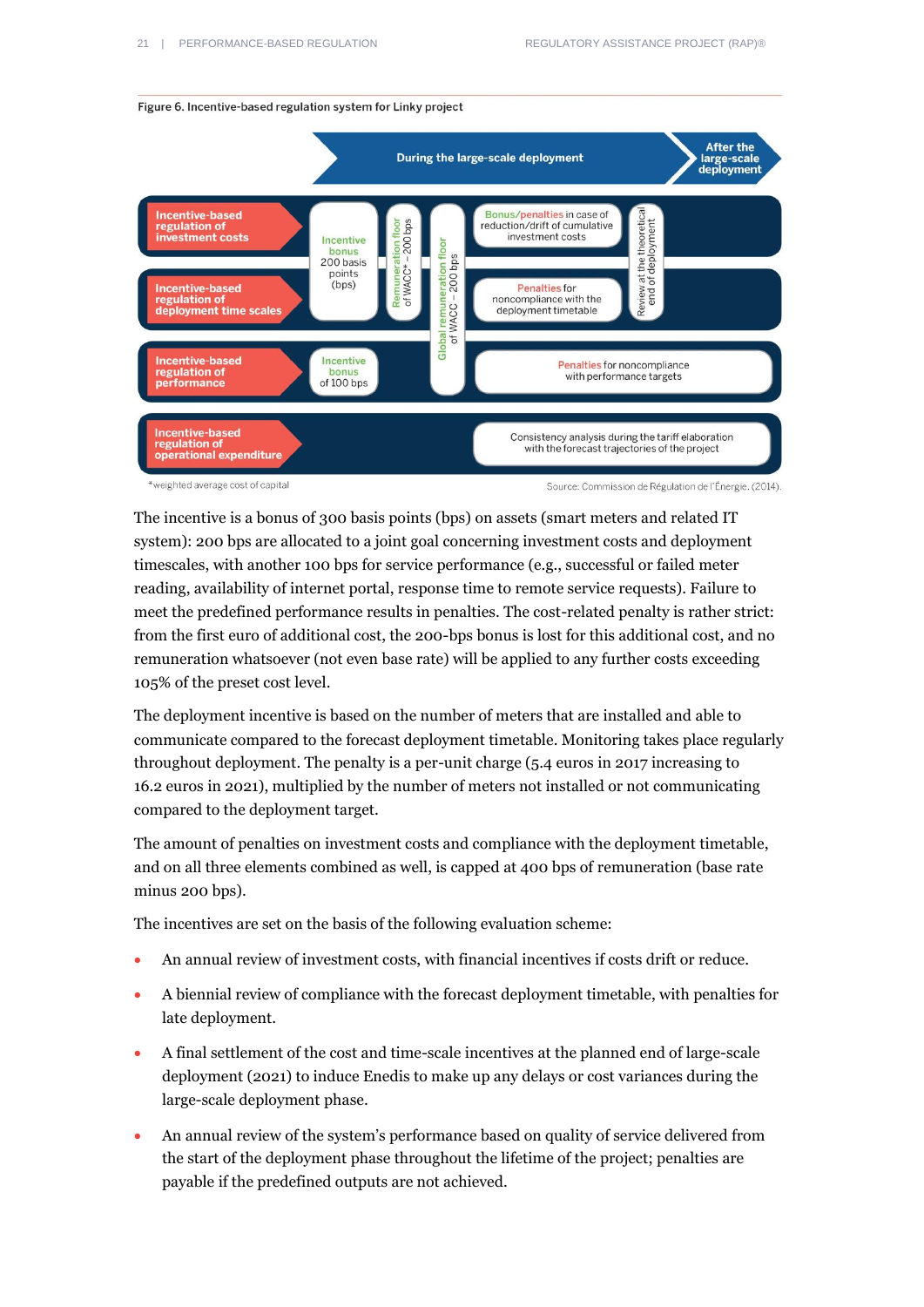Figure 6. Incentive-based regulation system for Linky project

| | During the large-scale deployment | | | | | After the large-scale deployment |
|---|---|---|---|---|---|---|
| Incentive-based regulation of investment costs | Incentive bonus 200 basis points (bps) | Remuneration floor of WACC* – 200 bps | Global remuneration floor of WACC – 200 bps | Bonus/penalties in case of reduction/drift of cumulative investment costs | Review at the theoretical end of deployment | |
| Incentive-based regulation of deployment time scales | | | | Penalties for noncompliance with the deployment timetable | | |
| Incentive-based regulation of performance | Incentive bonus of 100 bps | | | Penalties for noncompliance with performance targets | | |
| Incentive-based regulation of operational expenditure | | | | Consistency analysis during the tariff elaboration with the forecast trajectories of the project | | |

*weighted average cost of capital

Source: Commission de Régulation de l'Énergie. (2014).

The incentive is a bonus of 300 basis points (bps) on assets (smart meters and related IT system): 200 bps are allocated to a joint goal concerning investment costs and deployment timescales, with another 100 bps for service performance (e.g., successful or failed meter reading, availability of internet portal, response time to remote service requests). Failure to meet the predefined performance results in penalties. The cost-related penalty is rather strict: from the first euro of additional cost, the 200-bps bonus is lost for this additional cost, and no remuneration whatsoever (not even base rate) will be applied to any further costs exceeding 105% of the preset cost level.

The deployment incentive is based on the number of meters that are installed and able to communicate compared to the forecast deployment timetable. Monitoring takes place regularly throughout deployment. The penalty is a per-unit charge (5.4 euros in 2017 increasing to 16.2 euros in 2021), multiplied by the number of meters not installed or not communicating compared to the deployment target.

The amount of penalties on investment costs and compliance with the deployment timetable, and on all three elements combined as well, is capped at 400 bps of remuneration (base rate minus 200 bps).

The incentives are set on the basis of the following evaluation scheme:

- An annual review of investment costs, with financial incentives if costs drift or reduce.
- A biennial review of compliance with the forecast deployment timetable, with penalties for late deployment.
- A final settlement of the cost and time-scale incentives at the planned end of large-scale deployment (2021) to induce Enedis to make up any delays or cost variances during the large-scale deployment phase.
- An annual review of the system's performance based on quality of service delivered from the start of the deployment phase throughout the lifetime of the project; penalties are payable if the predefined outputs are not achieved.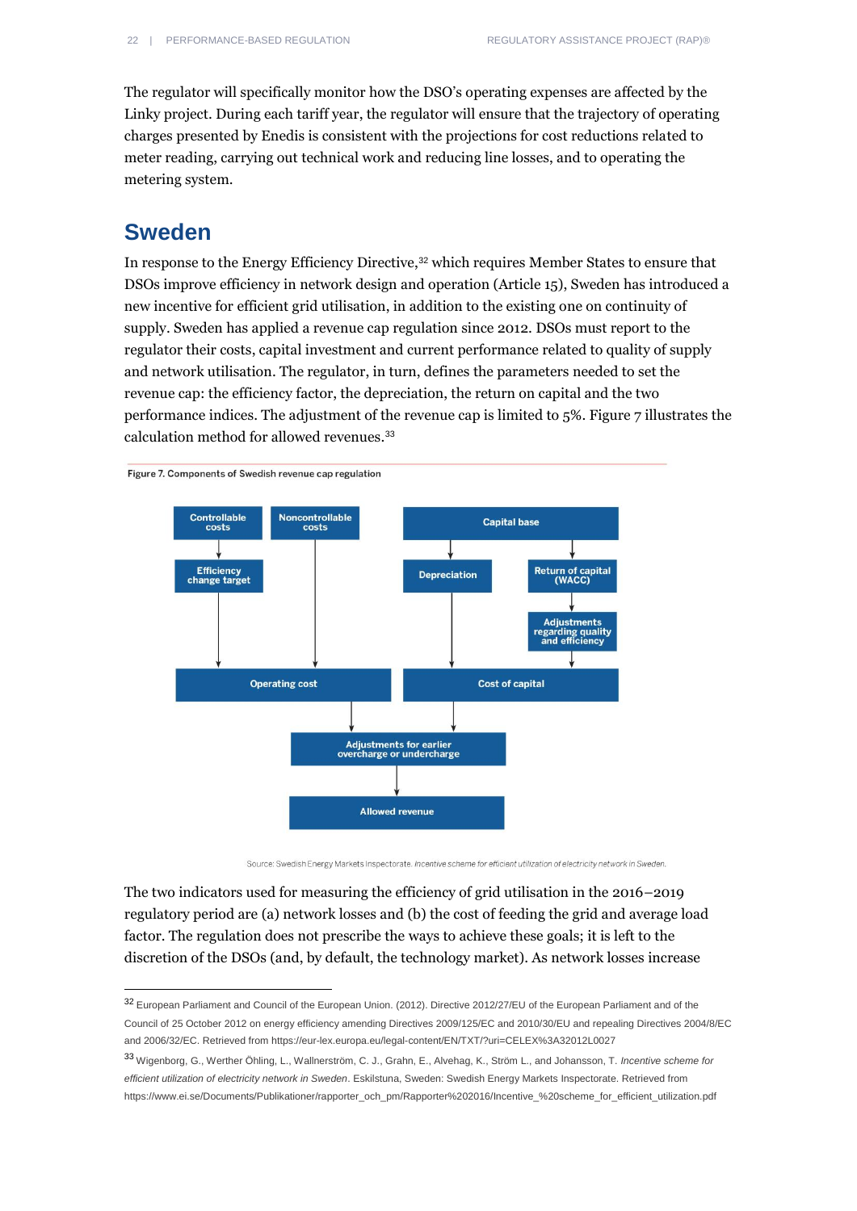The regulator will specifically monitor how the DSO's operating expenses are affected by the Linky project. During each tariff year, the regulator will ensure that the trajectory of operating charges presented by Enedis is consistent with the projections for cost reductions related to meter reading, carrying out technical work and reducing line losses, and to operating the metering system.

## Sweden

In response to the Energy Efficiency Directive,[32] which requires Member States to ensure that DSOs improve efficiency in network design and operation (Article 15), Sweden has introduced a new incentive for efficient grid utilisation, in addition to the existing one on continuity of supply. Sweden has applied a revenue cap regulation since 2012. DSOs must report to the regulator their costs, capital investment and current performance related to quality of supply and network utilisation. The regulator, in turn, defines the parameters needed to set the revenue cap: the efficiency factor, the depreciation, the return on capital and the two performance indices. The adjustment of the revenue cap is limited to 5%. Figure 7 illustrates the calculation method for allowed revenues.[33]

Figure 7. Components of Swedish revenue cap regulation

Controllable costs → Efficiency change target → Operating cost

Noncontrollable costs → Operating cost

Capital base → Depreciation → Cost of capital

Capital base → Return of capital (WACC) → Adjustments regarding quality and efficiency → Cost of capital

Operating cost, Cost of capital → Adjustments for earlier overcharge or undercharge → Allowed revenue

Source: Swedish Energy Markets Inspectorate. *Incentive scheme for efficient utilization of electricity network in Sweden.*

The two indicators used for measuring the efficiency of grid utilisation in the 2016–2019 regulatory period are (a) network losses and (b) the cost of feeding the grid and average load factor. The regulation does not prescribe the ways to achieve these goals; it is left to the discretion of the DSOs (and, by default, the technology market). As network losses increase

---

[32] European Parliament and Council of the European Union. (2012). Directive 2012/27/EU of the European Parliament and of the Council of 25 October 2012 on energy efficiency amending Directives 2009/125/EC and 2010/30/EU and repealing Directives 2004/8/EC and 2006/32/EC. Retrieved from https://eur-lex.europa.eu/legal-content/EN/TXT/?uri=CELEX%3A32012L0027

[33] Wigenborg, G., Werther Öhling, L., Wallnerström, C. J., Grahn, E., Alvehag, K., Ström L., and Johansson, T. *Incentive scheme for efficient utilization of electricity network in Sweden*. Eskilstuna, Sweden: Swedish Energy Markets Inspectorate. Retrieved from https://www.ei.se/Documents/Publikationer/rapporter_och_pm/Rapporter%202016/Incentive_%20scheme_for_efficient_utilization.pdf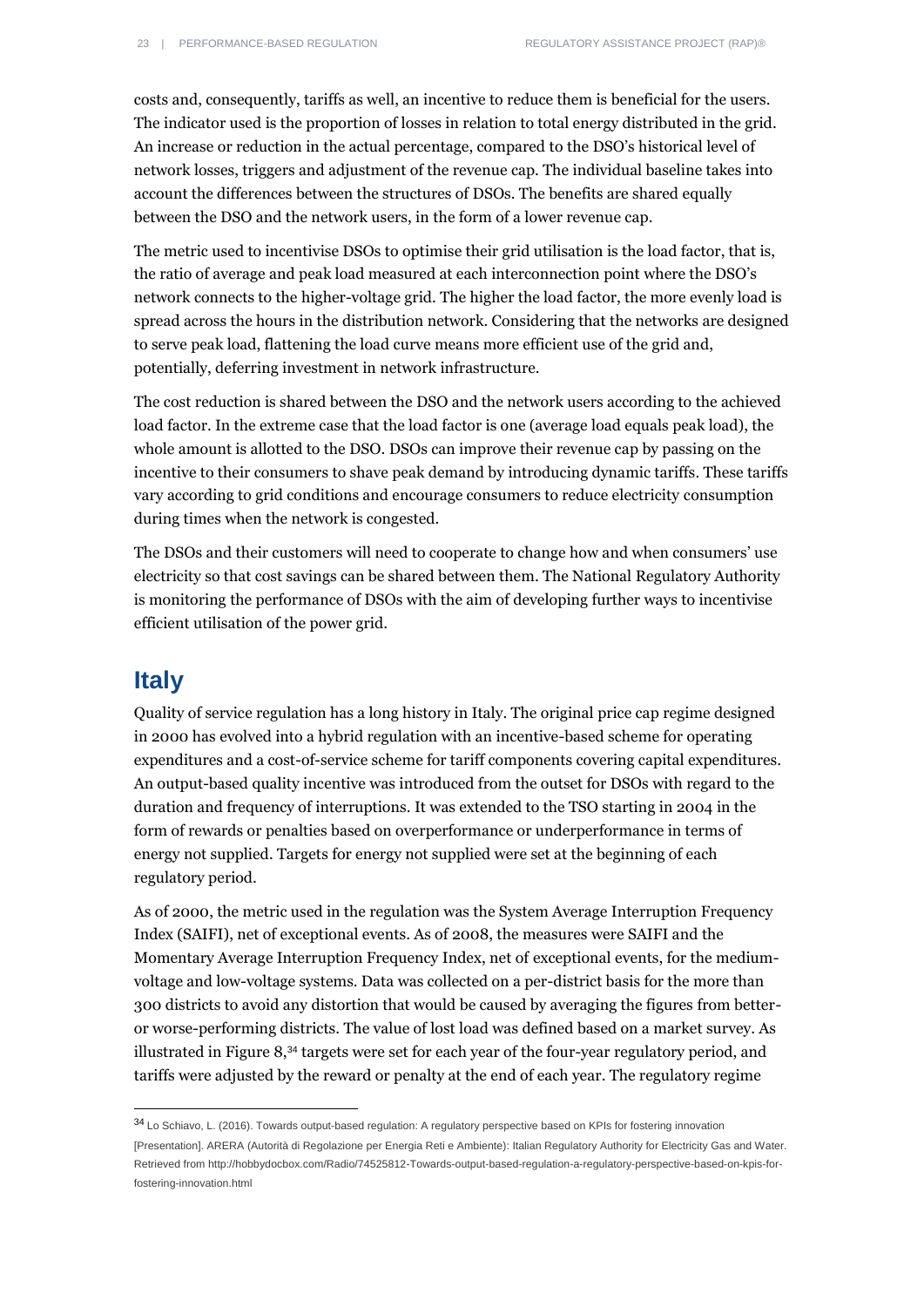costs and, consequently, tariffs as well, an incentive to reduce them is beneficial for the users. The indicator used is the proportion of losses in relation to total energy distributed in the grid. An increase or reduction in the actual percentage, compared to the DSO's historical level of network losses, triggers and adjustment of the revenue cap. The individual baseline takes into account the differences between the structures of DSOs. The benefits are shared equally between the DSO and the network users, in the form of a lower revenue cap.

The metric used to incentivise DSOs to optimise their grid utilisation is the load factor, that is, the ratio of average and peak load measured at each interconnection point where the DSO's network connects to the higher-voltage grid. The higher the load factor, the more evenly load is spread across the hours in the distribution network. Considering that the networks are designed to serve peak load, flattening the load curve means more efficient use of the grid and, potentially, deferring investment in network infrastructure.

The cost reduction is shared between the DSO and the network users according to the achieved load factor. In the extreme case that the load factor is one (average load equals peak load), the whole amount is allotted to the DSO. DSOs can improve their revenue cap by passing on the incentive to their consumers to shave peak demand by introducing dynamic tariffs. These tariffs vary according to grid conditions and encourage consumers to reduce electricity consumption during times when the network is congested.

The DSOs and their customers will need to cooperate to change how and when consumers' use electricity so that cost savings can be shared between them. The National Regulatory Authority is monitoring the performance of DSOs with the aim of developing further ways to incentivise efficient utilisation of the power grid.

## Italy

Quality of service regulation has a long history in Italy. The original price cap regime designed in 2000 has evolved into a hybrid regulation with an incentive-based scheme for operating expenditures and a cost-of-service scheme for tariff components covering capital expenditures. An output-based quality incentive was introduced from the outset for DSOs with regard to the duration and frequency of interruptions. It was extended to the TSO starting in 2004 in the form of rewards or penalties based on overperformance or underperformance in terms of energy not supplied. Targets for energy not supplied were set at the beginning of each regulatory period.

As of 2000, the metric used in the regulation was the System Average Interruption Frequency Index (SAIFI), net of exceptional events. As of 2008, the measures were SAIFI and the Momentary Average Interruption Frequency Index, net of exceptional events, for the medium-voltage and low-voltage systems. Data was collected on a per-district basis for the more than 300 districts to avoid any distortion that would be caused by averaging the figures from better- or worse-performing districts. The value of lost load was defined based on a market survey. As illustrated in Figure 8,[34] targets were set for each year of the four-year regulatory period, and tariffs were adjusted by the reward or penalty at the end of each year. The regulatory regime

---

[34] Lo Schiavo, L. (2016). Towards output-based regulation: A regulatory perspective based on KPIs for fostering innovation [Presentation]. ARERA (Autorità di Regolazione per Energia Reti e Ambiente): Italian Regulatory Authority for Electricity Gas and Water. Retrieved from http://hobbydocbox.com/Radio/74525812-Towards-output-based-regulation-a-regulatory-perspective-based-on-kpis-for-fostering-innovation.html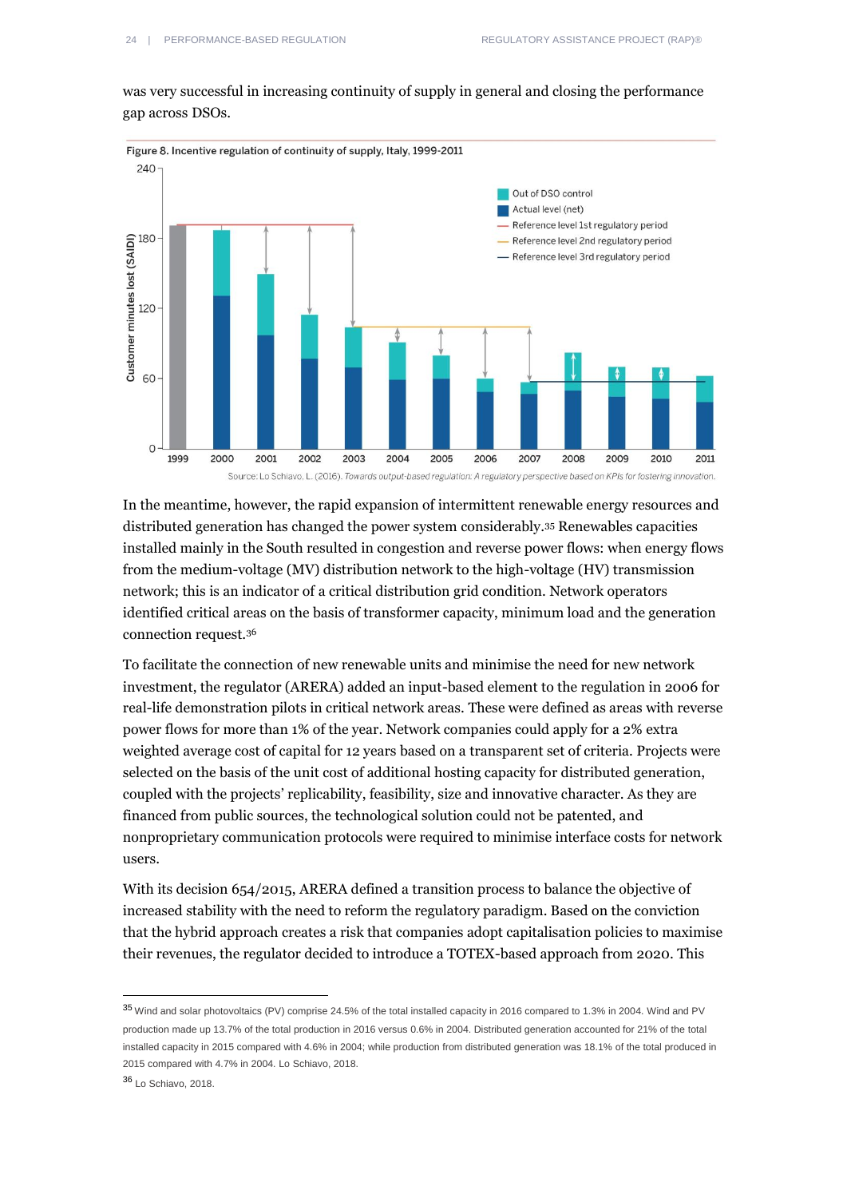was very successful in increasing continuity of supply in general and closing the performance gap across DSOs.

Figure 8. Incentive regulation of continuity of supply, Italy, 1999-2011

Source: Lo Schiavo, L. (2016). *Towards output-based regulation: A regulatory perspective based on KPIs for fostering innovation.*

In the meantime, however, the rapid expansion of intermittent renewable energy resources and distributed generation has changed the power system considerably.[35] Renewables capacities installed mainly in the South resulted in congestion and reverse power flows: when energy flows from the medium-voltage (MV) distribution network to the high-voltage (HV) transmission network; this is an indicator of a critical distribution grid condition. Network operators identified critical areas on the basis of transformer capacity, minimum load and the generation connection request.[36]

To facilitate the connection of new renewable units and minimise the need for new network investment, the regulator (ARERA) added an input-based element to the regulation in 2006 for real-life demonstration pilots in critical network areas. These were defined as areas with reverse power flows for more than 1% of the year. Network companies could apply for a 2% extra weighted average cost of capital for 12 years based on a transparent set of criteria. Projects were selected on the basis of the unit cost of additional hosting capacity for distributed generation, coupled with the projects' replicability, feasibility, size and innovative character. As they are financed from public sources, the technological solution could not be patented, and nonproprietary communication protocols were required to minimise interface costs for network users.

With its decision 654/2015, ARERA defined a transition process to balance the objective of increased stability with the need to reform the regulatory paradigm. Based on the conviction that the hybrid approach creates a risk that companies adopt capitalisation policies to maximise their revenues, the regulator decided to introduce a TOTEX-based approach from 2020. This

[35] Wind and solar photovoltaics (PV) comprise 24.5% of the total installed capacity in 2016 compared to 1.3% in 2004. Wind and PV production made up 13.7% of the total production in 2016 versus 0.6% in 2004. Distributed generation accounted for 21% of the total installed capacity in 2015 compared with 4.6% in 2004; while production from distributed generation was 18.1% of the total produced in 2015 compared with 4.7% in 2004. Lo Schiavo, 2018.

[36] Lo Schiavo, 2018.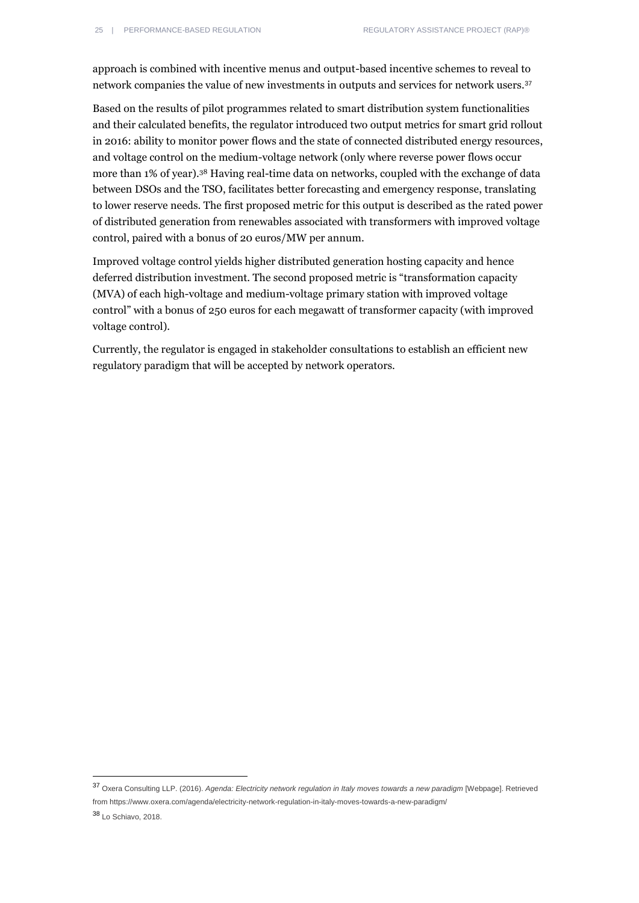approach is combined with incentive menus and output-based incentive schemes to reveal to network companies the value of new investments in outputs and services for network users.[37]

Based on the results of pilot programmes related to smart distribution system functionalities and their calculated benefits, the regulator introduced two output metrics for smart grid rollout in 2016: ability to monitor power flows and the state of connected distributed energy resources, and voltage control on the medium-voltage network (only where reverse power flows occur more than 1% of year).[38] Having real-time data on networks, coupled with the exchange of data between DSOs and the TSO, facilitates better forecasting and emergency response, translating to lower reserve needs. The first proposed metric for this output is described as the rated power of distributed generation from renewables associated with transformers with improved voltage control, paired with a bonus of 20 euros/MW per annum.

Improved voltage control yields higher distributed generation hosting capacity and hence deferred distribution investment. The second proposed metric is "transformation capacity (MVA) of each high-voltage and medium-voltage primary station with improved voltage control" with a bonus of 250 euros for each megawatt of transformer capacity (with improved voltage control).

Currently, the regulator is engaged in stakeholder consultations to establish an efficient new regulatory paradigm that will be accepted by network operators.

---

[37] Oxera Consulting LLP. (2016). *Agenda: Electricity network regulation in Italy moves towards a new paradigm* [Webpage]. Retrieved from https://www.oxera.com/agenda/electricity-network-regulation-in-italy-moves-towards-a-new-paradigm/

[38] Lo Schiavo, 2018.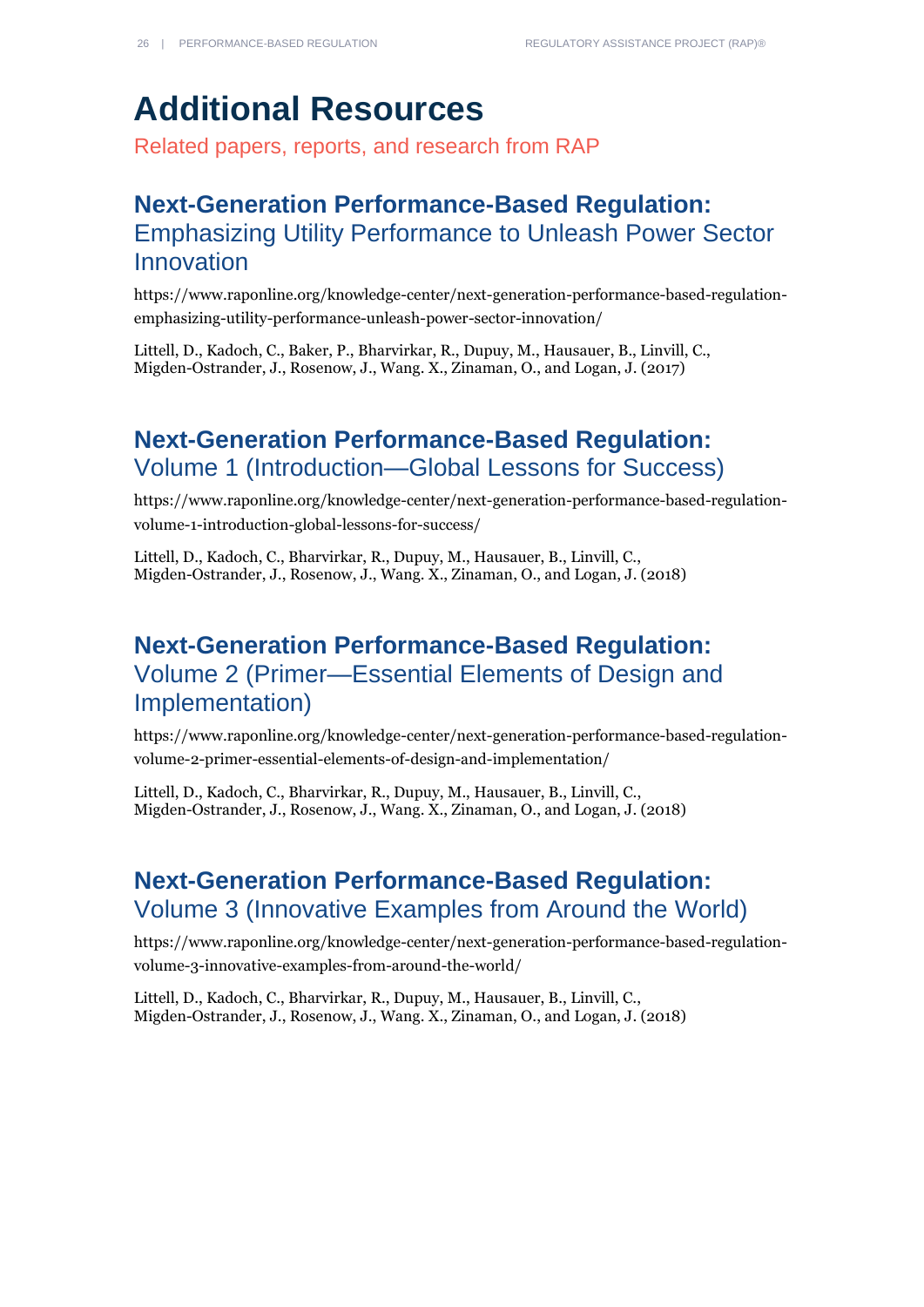# Additional Resources

Related papers, reports, and research from RAP

## Next-Generation Performance-Based Regulation: Emphasizing Utility Performance to Unleash Power Sector Innovation

https://www.raponline.org/knowledge-center/next-generation-performance-based-regulation-emphasizing-utility-performance-unleash-power-sector-innovation/

Littell, D., Kadoch, C., Baker, P., Bharvirkar, R., Dupuy, M., Hausauer, B., Linvill, C., Migden-Ostrander, J., Rosenow, J., Wang. X., Zinaman, O., and Logan, J. (2017)

## Next-Generation Performance-Based Regulation: Volume 1 (Introduction—Global Lessons for Success)

https://www.raponline.org/knowledge-center/next-generation-performance-based-regulation-volume-1-introduction-global-lessons-for-success/

Littell, D., Kadoch, C., Bharvirkar, R., Dupuy, M., Hausauer, B., Linvill, C., Migden-Ostrander, J., Rosenow, J., Wang. X., Zinaman, O., and Logan, J. (2018)

## Next-Generation Performance-Based Regulation: Volume 2 (Primer—Essential Elements of Design and Implementation)

https://www.raponline.org/knowledge-center/next-generation-performance-based-regulation-volume-2-primer-essential-elements-of-design-and-implementation/

Littell, D., Kadoch, C., Bharvirkar, R., Dupuy, M., Hausauer, B., Linvill, C., Migden-Ostrander, J., Rosenow, J., Wang. X., Zinaman, O., and Logan, J. (2018)

## Next-Generation Performance-Based Regulation: Volume 3 (Innovative Examples from Around the World)

https://www.raponline.org/knowledge-center/next-generation-performance-based-regulation-volume-3-innovative-examples-from-around-the-world/

Littell, D., Kadoch, C., Bharvirkar, R., Dupuy, M., Hausauer, B., Linvill, C., Migden-Ostrander, J., Rosenow, J., Wang. X., Zinaman, O., and Logan, J. (2018)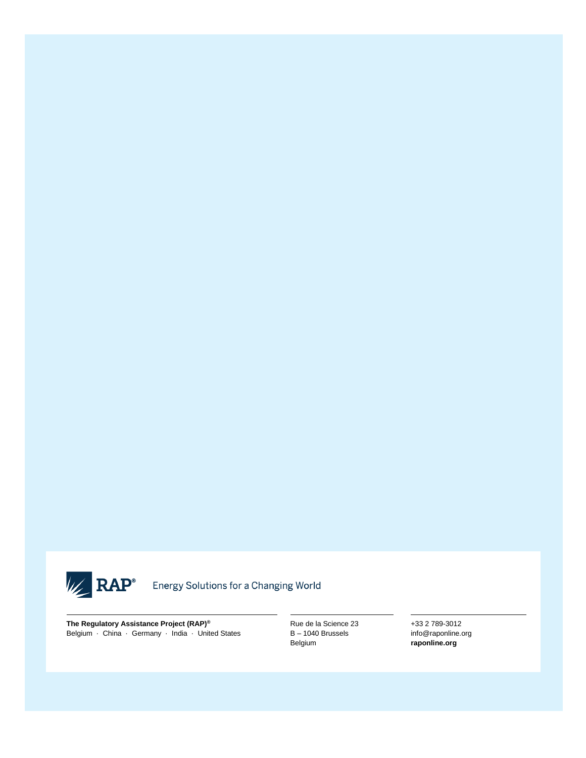RAP® Energy Solutions for a Changing World

**The Regulatory Assistance Project (RAP)®**
Belgium · China · Germany · India · United States

Rue de la Science 23
B – 1040 Brussels
Belgium

+33 2 789-3012
info@raponline.org
**raponline.org**